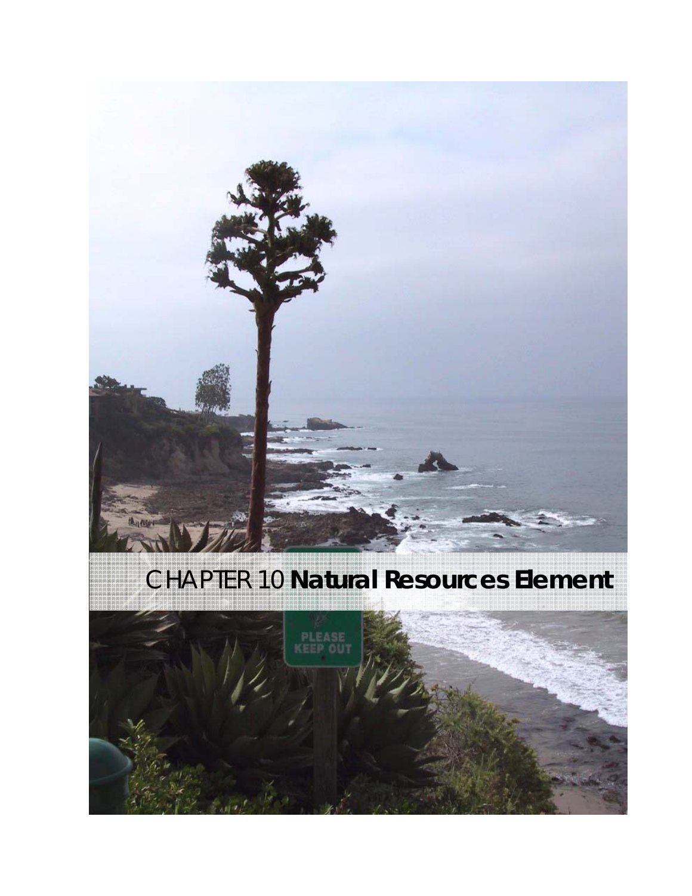# CHAPTER 10 **Natural Resources Element**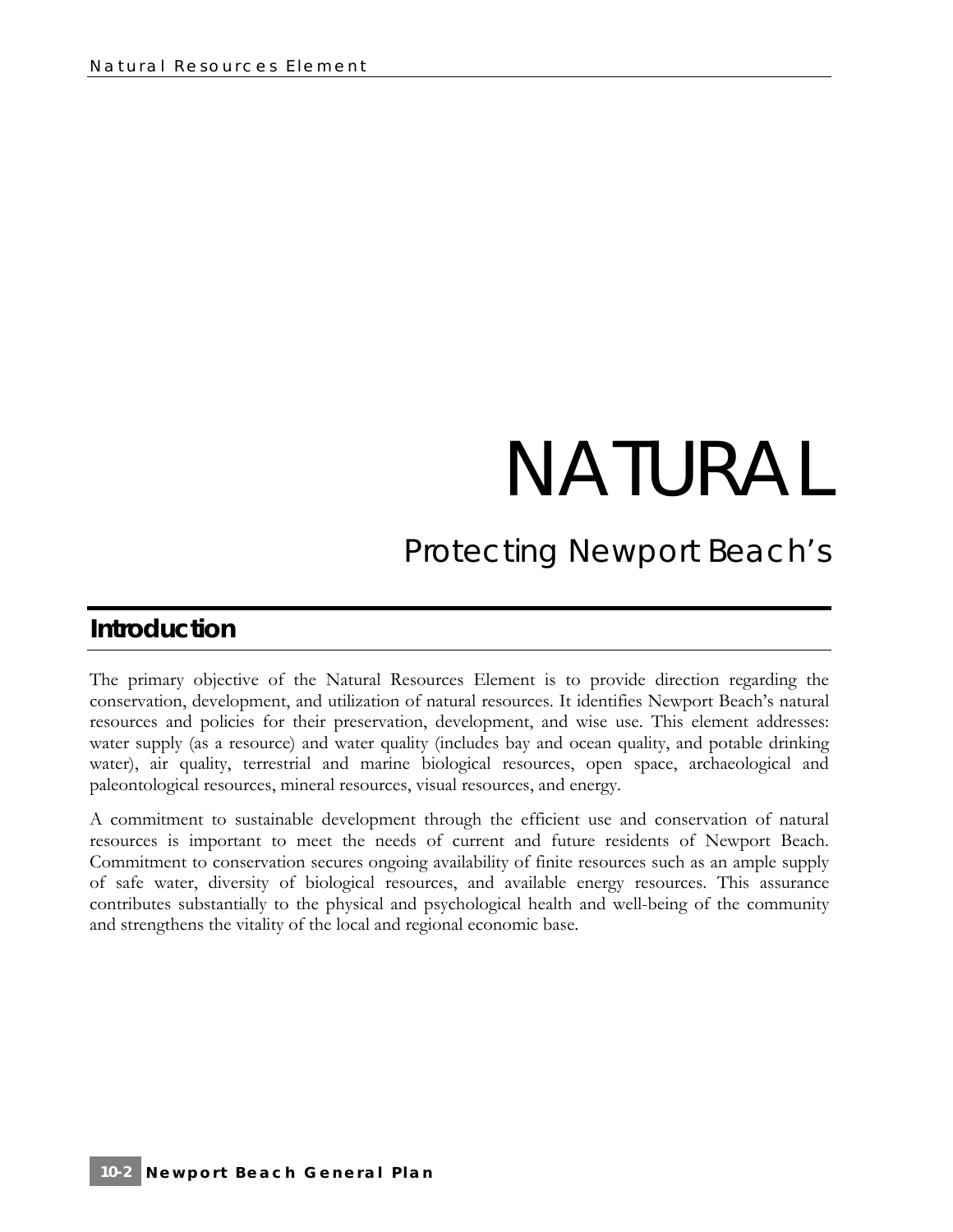// NATURAL

Protecting Newport Beach's

## Introduction

The primary objective of the Natural Resources Element is to provide direction regarding the conservation, development, and utilization of natural resources. It identifies Newport Beach's natural resources and policies for their preservation, development, and wise use. This element addresses: water supply (as a resource) and water quality (includes bay and ocean quality, and potable drinking water), air quality, terrestrial and marine biological resources, open space, archaeological and paleontological resources, mineral resources, visual resources, and energy.

A commitment to sustainable development through the efficient use and conservation of natural resources is important to meet the needs of current and future residents of Newport Beach. Commitment to conservation secures ongoing availability of finite resources such as an ample supply of safe water, diversity of biological resources, and available energy resources. This assurance contributes substantially to the physical and psychological health and well-being of the community and strengthens the vitality of the local and regional economic base.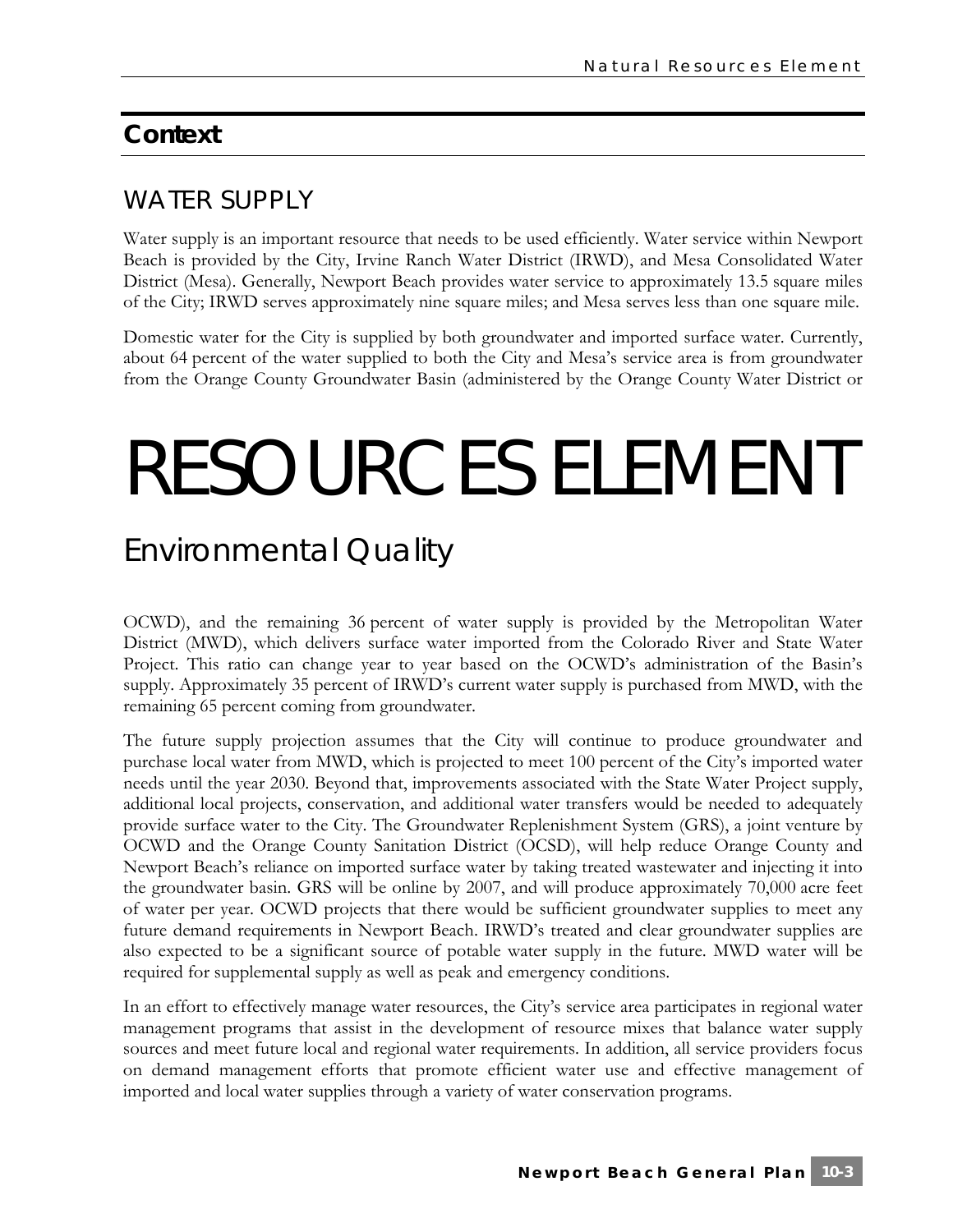## Context

### WATER SUPPLY

Water supply is an important resource that needs to be used efficiently. Water service within Newport Beach is provided by the City, Irvine Ranch Water District (IRWD), and Mesa Consolidated Water District (Mesa). Generally, Newport Beach provides water service to approximately 13.5 square miles of the City; IRWD serves approximately nine square miles; and Mesa serves less than one square mile.

Domestic water for the City is supplied by both groundwater and imported surface water. Currently, about 64 percent of the water supplied to both the City and Mesa's service area is from groundwater from the Orange County Groundwater Basin (administered by the Orange County Water District or OCWD), and the remaining 36 percent of water supply is provided by the Metropolitan Water District (MWD), which delivers surface water imported from the Colorado River and State Water Project. This ratio can change year to year based on the OCWD's administration of the Basin's supply. Approximately 35 percent of IRWD's current water supply is purchased from MWD, with the remaining 65 percent coming from groundwater.

The future supply projection assumes that the City will continue to produce groundwater and purchase local water from MWD, which is projected to meet 100 percent of the City's imported water needs until the year 2030. Beyond that, improvements associated with the State Water Project supply, additional local projects, conservation, and additional water transfers would be needed to adequately provide surface water to the City. The Groundwater Replenishment System (GRS), a joint venture by OCWD and the Orange County Sanitation District (OCSD), will help reduce Orange County and Newport Beach's reliance on imported surface water by taking treated wastewater and injecting it into the groundwater basin. GRS will be online by 2007, and will produce approximately 70,000 acre feet of water per year. OCWD projects that there would be sufficient groundwater supplies to meet any future demand requirements in Newport Beach. IRWD's treated and clear groundwater supplies are also expected to be a significant source of potable water supply in the future. MWD water will be required for supplemental supply as well as peak and emergency conditions.

In an effort to effectively manage water resources, the City's service area participates in regional water management programs that assist in the development of resource mixes that balance water supply sources and meet future local and regional water requirements. In addition, all service providers focus on demand management efforts that promote efficient water use and effective management of imported and local water supplies through a variety of water conservation programs.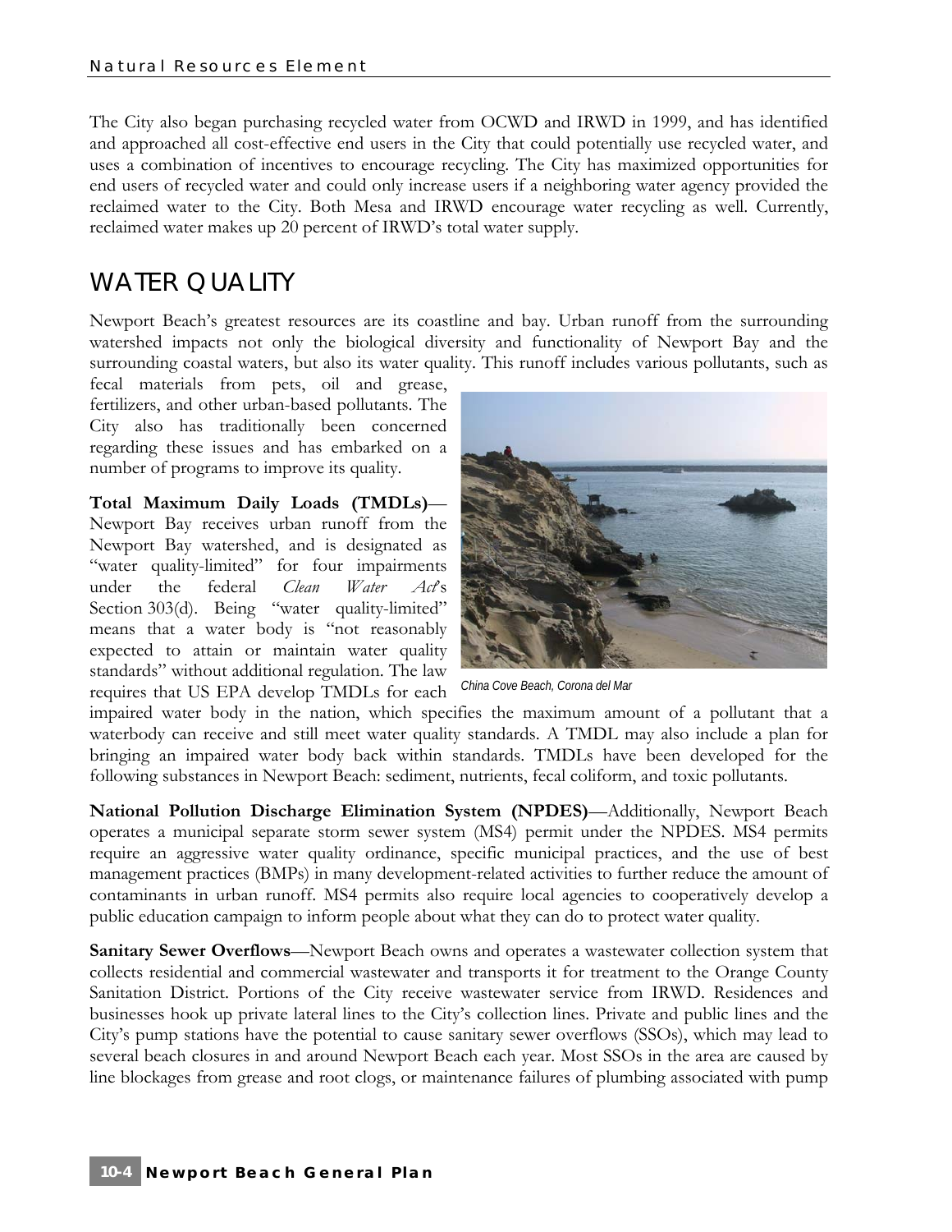The City also began purchasing recycled water from OCWD and IRWD in 1999, and has identified and approached all cost-effective end users in the City that could potentially use recycled water, and uses a combination of incentives to encourage recycling. The City has maximized opportunities for end users of recycled water and could only increase users if a neighboring water agency provided the reclaimed water to the City. Both Mesa and IRWD encourage water recycling as well. Currently, reclaimed water makes up 20 percent of IRWD's total water supply.

## WATER QUALITY

Newport Beach's greatest resources are its coastline and bay. Urban runoff from the surrounding watershed impacts not only the biological diversity and functionality of Newport Bay and the surrounding coastal waters, but also its water quality. This runoff includes various pollutants, such as fecal materials from pets, oil and grease, fertilizers, and other urban-based pollutants. The City also has traditionally been concerned regarding these issues and has embarked on a number of programs to improve its quality.

China Cove Beach, Corona del Mar

**Total Maximum Daily Loads (TMDLs)**—Newport Bay receives urban runoff from the Newport Bay watershed, and is designated as "water quality-limited" for four impairments under the federal *Clean Water Act*'s Section 303(d). Being "water quality-limited" means that a water body is "not reasonably expected to attain or maintain water quality standards" without additional regulation. The law requires that US EPA develop TMDLs for each impaired water body in the nation, which specifies the maximum amount of a pollutant that a waterbody can receive and still meet water quality standards. A TMDL may also include a plan for bringing an impaired water body back within standards. TMDLs have been developed for the following substances in Newport Beach: sediment, nutrients, fecal coliform, and toxic pollutants.

**National Pollution Discharge Elimination System (NPDES)**—Additionally, Newport Beach operates a municipal separate storm sewer system (MS4) permit under the NPDES. MS4 permits require an aggressive water quality ordinance, specific municipal practices, and the use of best management practices (BMPs) in many development-related activities to further reduce the amount of contaminants in urban runoff. MS4 permits also require local agencies to cooperatively develop a public education campaign to inform people about what they can do to protect water quality.

**Sanitary Sewer Overflows**—Newport Beach owns and operates a wastewater collection system that collects residential and commercial wastewater and transports it for treatment to the Orange County Sanitation District. Portions of the City receive wastewater service from IRWD. Residences and businesses hook up private lateral lines to the City's collection lines. Private and public lines and the City's pump stations have the potential to cause sanitary sewer overflows (SSOs), which may lead to several beach closures in and around Newport Beach each year. Most SSOs in the area are caused by line blockages from grease and root clogs, or maintenance failures of plumbing associated with pump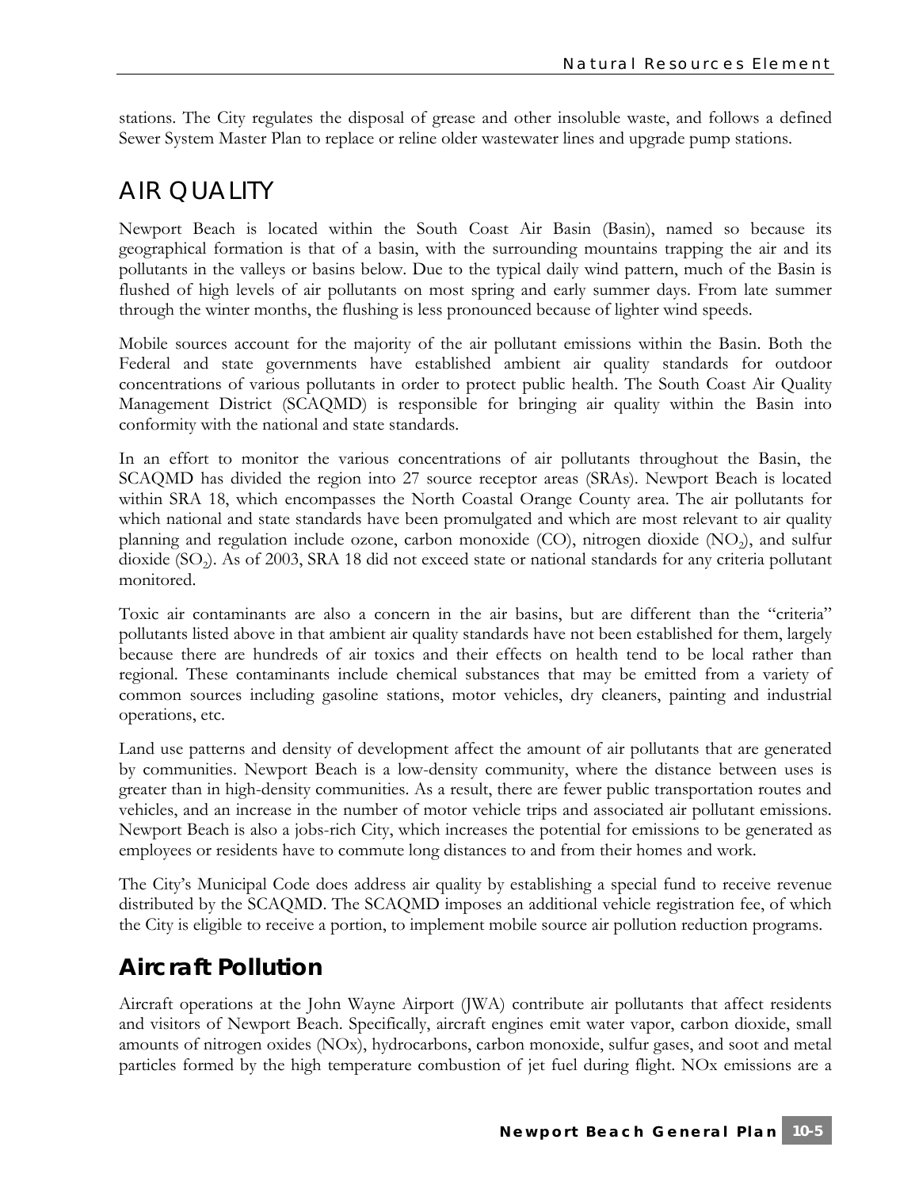stations. The City regulates the disposal of grease and other insoluble waste, and follows a defined Sewer System Master Plan to replace or reline older wastewater lines and upgrade pump stations.

# AIR QUALITY

Newport Beach is located within the South Coast Air Basin (Basin), named so because its geographical formation is that of a basin, with the surrounding mountains trapping the air and its pollutants in the valleys or basins below. Due to the typical daily wind pattern, much of the Basin is flushed of high levels of air pollutants on most spring and early summer days. From late summer through the winter months, the flushing is less pronounced because of lighter wind speeds.

Mobile sources account for the majority of the air pollutant emissions within the Basin. Both the Federal and state governments have established ambient air quality standards for outdoor concentrations of various pollutants in order to protect public health. The South Coast Air Quality Management District (SCAQMD) is responsible for bringing air quality within the Basin into conformity with the national and state standards.

In an effort to monitor the various concentrations of air pollutants throughout the Basin, the SCAQMD has divided the region into 27 source receptor areas (SRAs). Newport Beach is located within SRA 18, which encompasses the North Coastal Orange County area. The air pollutants for which national and state standards have been promulgated and which are most relevant to air quality planning and regulation include ozone, carbon monoxide (CO), nitrogen dioxide ($NO_2$), and sulfur dioxide ($SO_2$). As of 2003, SRA 18 did not exceed state or national standards for any criteria pollutant monitored.

Toxic air contaminants are also a concern in the air basins, but are different than the "criteria" pollutants listed above in that ambient air quality standards have not been established for them, largely because there are hundreds of air toxics and their effects on health tend to be local rather than regional. These contaminants include chemical substances that may be emitted from a variety of common sources including gasoline stations, motor vehicles, dry cleaners, painting and industrial operations, etc.

Land use patterns and density of development affect the amount of air pollutants that are generated by communities. Newport Beach is a low-density community, where the distance between uses is greater than in high-density communities. As a result, there are fewer public transportation routes and vehicles, and an increase in the number of motor vehicle trips and associated air pollutant emissions. Newport Beach is also a jobs-rich City, which increases the potential for emissions to be generated as employees or residents have to commute long distances to and from their homes and work.

The City's Municipal Code does address air quality by establishing a special fund to receive revenue distributed by the SCAQMD. The SCAQMD imposes an additional vehicle registration fee, of which the City is eligible to receive a portion, to implement mobile source air pollution reduction programs.

## Aircraft Pollution

Aircraft operations at the John Wayne Airport (JWA) contribute air pollutants that affect residents and visitors of Newport Beach. Specifically, aircraft engines emit water vapor, carbon dioxide, small amounts of nitrogen oxides (NOx), hydrocarbons, carbon monoxide, sulfur gases, and soot and metal particles formed by the high temperature combustion of jet fuel during flight. NOx emissions are a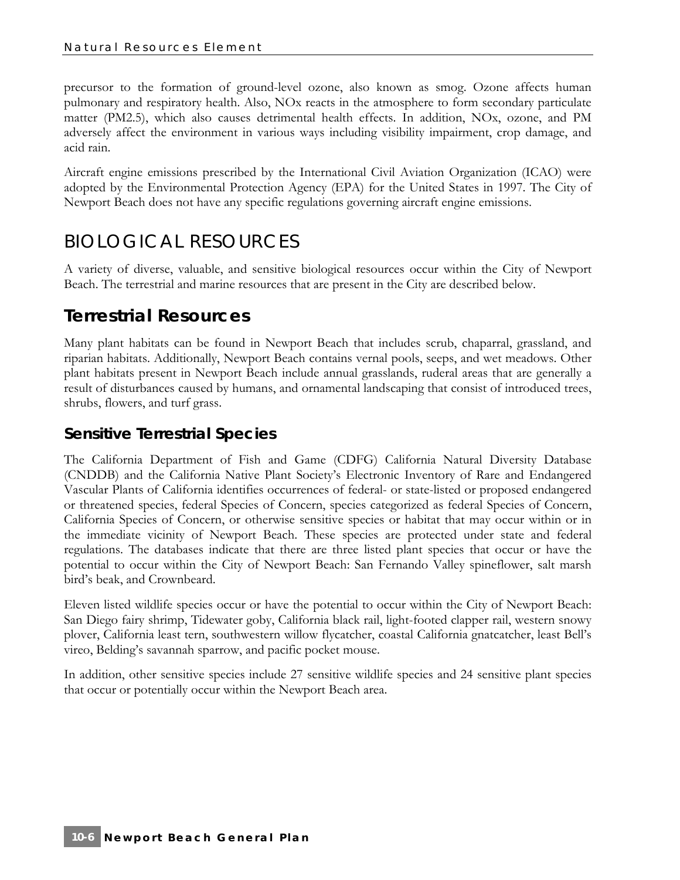precursor to the formation of ground-level ozone, also known as smog. Ozone affects human pulmonary and respiratory health. Also, NOx reacts in the atmosphere to form secondary particulate matter (PM2.5), which also causes detrimental health effects. In addition, NOx, ozone, and PM adversely affect the environment in various ways including visibility impairment, crop damage, and acid rain.

Aircraft engine emissions prescribed by the International Civil Aviation Organization (ICAO) were adopted by the Environmental Protection Agency (EPA) for the United States in 1997. The City of Newport Beach does not have any specific regulations governing aircraft engine emissions.

# BIOLOGICAL RESOURCES

A variety of diverse, valuable, and sensitive biological resources occur within the City of Newport Beach. The terrestrial and marine resources that are present in the City are described below.

## Terrestrial Resources

Many plant habitats can be found in Newport Beach that includes scrub, chaparral, grassland, and riparian habitats. Additionally, Newport Beach contains vernal pools, seeps, and wet meadows. Other plant habitats present in Newport Beach include annual grasslands, ruderal areas that are generally a result of disturbances caused by humans, and ornamental landscaping that consist of introduced trees, shrubs, flowers, and turf grass.

### Sensitive Terrestrial Species

The California Department of Fish and Game (CDFG) California Natural Diversity Database (CNDDB) and the California Native Plant Society's Electronic Inventory of Rare and Endangered Vascular Plants of California identifies occurrences of federal- or state-listed or proposed endangered or threatened species, federal Species of Concern, species categorized as federal Species of Concern, California Species of Concern, or otherwise sensitive species or habitat that may occur within or in the immediate vicinity of Newport Beach. These species are protected under state and federal regulations. The databases indicate that there are three listed plant species that occur or have the potential to occur within the City of Newport Beach: San Fernando Valley spineflower, salt marsh bird's beak, and Crownbeard.

Eleven listed wildlife species occur or have the potential to occur within the City of Newport Beach: San Diego fairy shrimp, Tidewater goby, California black rail, light-footed clapper rail, western snowy plover, California least tern, southwestern willow flycatcher, coastal California gnatcatcher, least Bell's vireo, Belding's savannah sparrow, and pacific pocket mouse.

In addition, other sensitive species include 27 sensitive wildlife species and 24 sensitive plant species that occur or potentially occur within the Newport Beach area.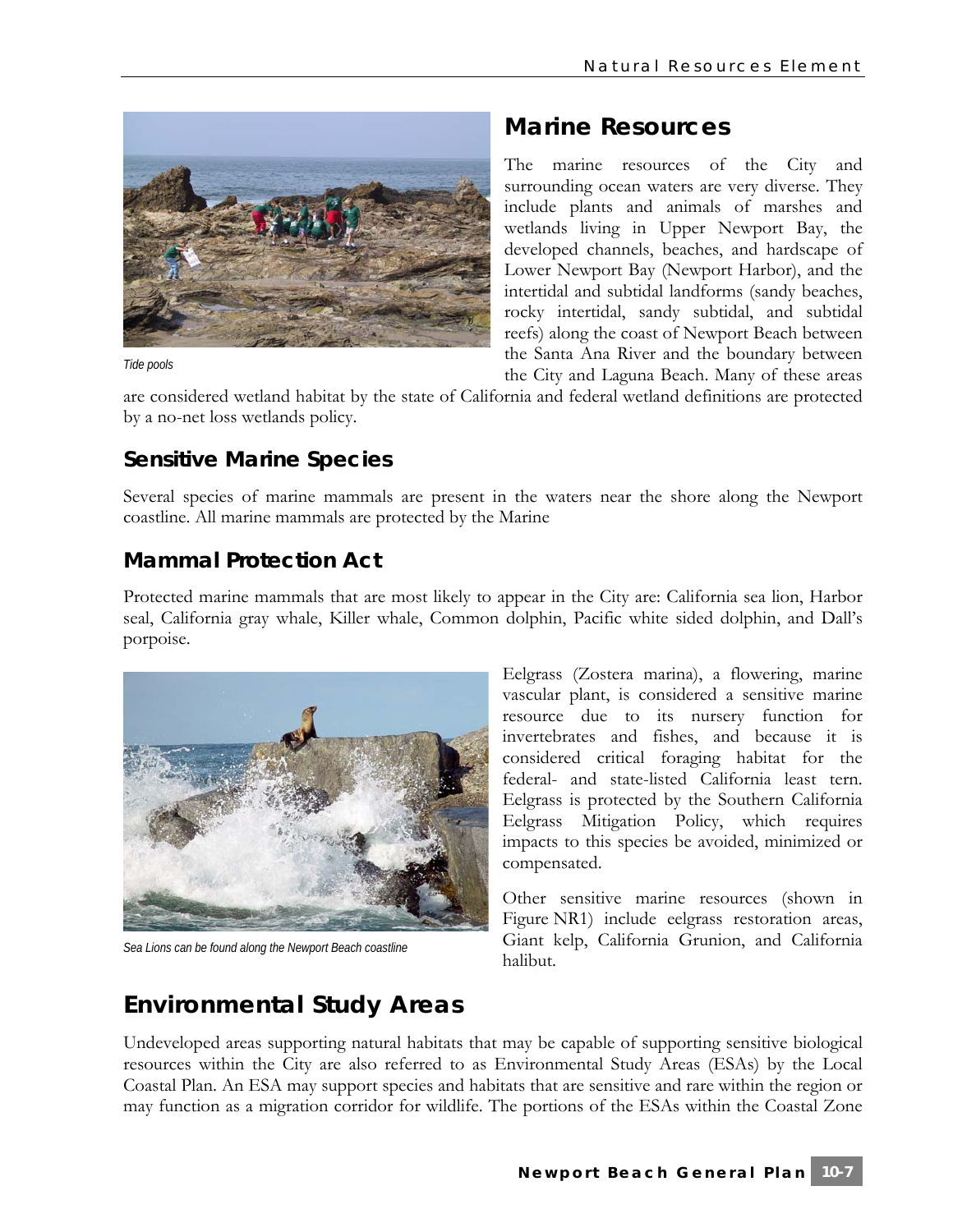## Marine Resources

The marine resources of the City and surrounding ocean waters are very diverse. They include plants and animals of marshes and wetlands living in Upper Newport Bay, the developed channels, beaches, and hardscape of Lower Newport Bay (Newport Harbor), and the intertidal and subtidal landforms (sandy beaches, rocky intertidal, sandy subtidal, and subtidal reefs) along the coast of Newport Beach between the Santa Ana River and the boundary between the City and Laguna Beach. Many of these areas are considered wetland habitat by the state of California and federal wetland definitions are protected by a no-net loss wetlands policy.

*Tide pools*

### Sensitive Marine Species

Several species of marine mammals are present in the waters near the shore along the Newport coastline. All marine mammals are protected by the Marine

### Mammal Protection Act

Protected marine mammals that are most likely to appear in the City are: California sea lion, Harbor seal, California gray whale, Killer whale, Common dolphin, Pacific white sided dolphin, and Dall's porpoise.

*Sea Lions can be found along the Newport Beach coastline*

Eelgrass (Zostera marina), a flowering, marine vascular plant, is considered a sensitive marine resource due to its nursery function for invertebrates and fishes, and because it is considered critical foraging habitat for the federal- and state-listed California least tern. Eelgrass is protected by the Southern California Eelgrass Mitigation Policy, which requires impacts to this species be avoided, minimized or compensated.

Other sensitive marine resources (shown in Figure NR1) include eelgrass restoration areas, Giant kelp, California Grunion, and California halibut.

## Environmental Study Areas

Undeveloped areas supporting natural habitats that may be capable of supporting sensitive biological resources within the City are also referred to as Environmental Study Areas (ESAs) by the Local Coastal Plan. An ESA may support species and habitats that are sensitive and rare within the region or may function as a migration corridor for wildlife. The portions of the ESAs within the Coastal Zone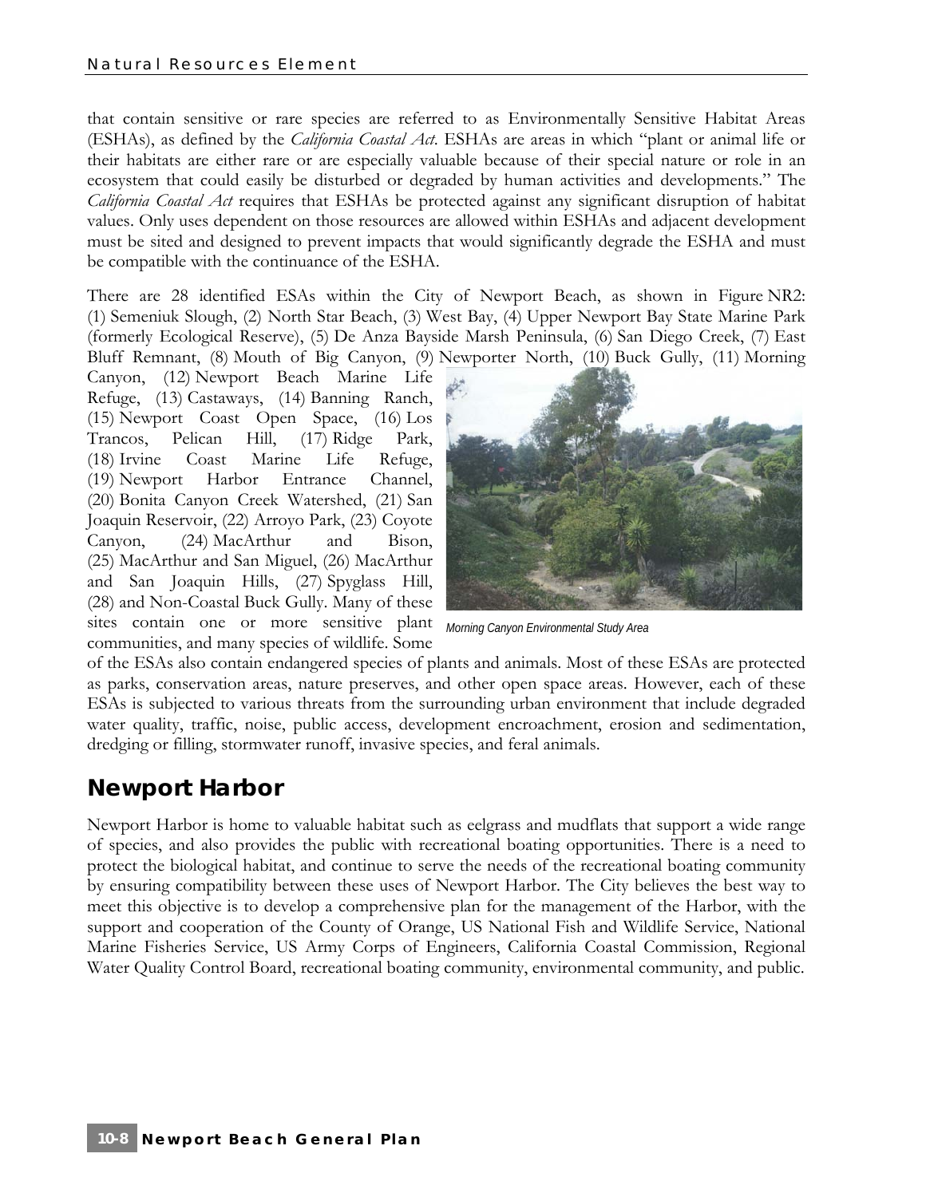that contain sensitive or rare species are referred to as Environmentally Sensitive Habitat Areas (ESHAs), as defined by the *California Coastal Act*. ESHAs are areas in which "plant or animal life or their habitats are either rare or are especially valuable because of their special nature or role in an ecosystem that could easily be disturbed or degraded by human activities and developments." The *California Coastal Act* requires that ESHAs be protected against any significant disruption of habitat values. Only uses dependent on those resources are allowed within ESHAs and adjacent development must be sited and designed to prevent impacts that would significantly degrade the ESHA and must be compatible with the continuance of the ESHA.

There are 28 identified ESAs within the City of Newport Beach, as shown in Figure NR2: (1) Semeniuk Slough, (2) North Star Beach, (3) West Bay, (4) Upper Newport Bay State Marine Park (formerly Ecological Reserve), (5) De Anza Bayside Marsh Peninsula, (6) San Diego Creek, (7) East Bluff Remnant, (8) Mouth of Big Canyon, (9) Newporter North, (10) Buck Gully, (11) Morning Canyon, (12) Newport Beach Marine Life Refuge, (13) Castaways, (14) Banning Ranch, (15) Newport Coast Open Space, (16) Los Trancos, Pelican Hill, (17) Ridge Park, (18) Irvine Coast Marine Life Refuge, (19) Newport Harbor Entrance Channel, (20) Bonita Canyon Creek Watershed, (21) San Joaquin Reservoir, (22) Arroyo Park, (23) Coyote Canyon, (24) MacArthur and Bison, (25) MacArthur and San Miguel, (26) MacArthur and San Joaquin Hills, (27) Spyglass Hill, (28) and Non-Coastal Buck Gully. Many of these sites contain one or more sensitive plant communities, and many species of wildlife. Some of the ESAs also contain endangered species of plants and animals. Most of these ESAs are protected as parks, conservation areas, nature preserves, and other open space areas. However, each of these ESAs is subjected to various threats from the surrounding urban environment that include degraded water quality, traffic, noise, public access, development encroachment, erosion and sedimentation, dredging or filling, stormwater runoff, invasive species, and feral animals.

*Morning Canyon Environmental Study Area*

## Newport Harbor

Newport Harbor is home to valuable habitat such as eelgrass and mudflats that support a wide range of species, and also provides the public with recreational boating opportunities. There is a need to protect the biological habitat, and continue to serve the needs of the recreational boating community by ensuring compatibility between these uses of Newport Harbor. The City believes the best way to meet this objective is to develop a comprehensive plan for the management of the Harbor, with the support and cooperation of the County of Orange, US National Fish and Wildlife Service, National Marine Fisheries Service, US Army Corps of Engineers, California Coastal Commission, Regional Water Quality Control Board, recreational boating community, environmental community, and public.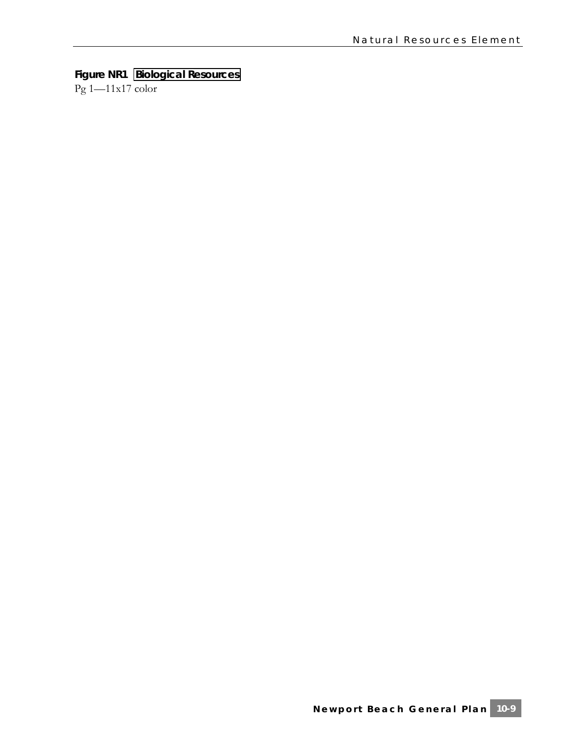**Figure NR1 Biological Resources**

Pg 1—11x17 color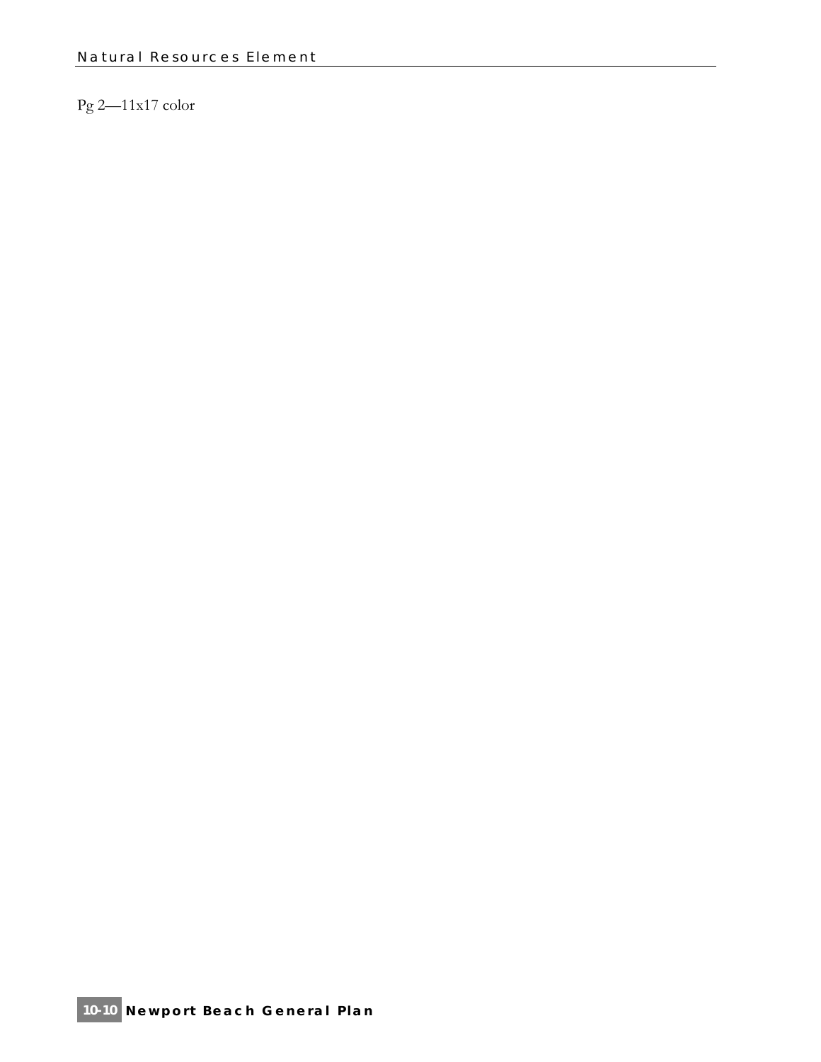Pg 2—11x17 color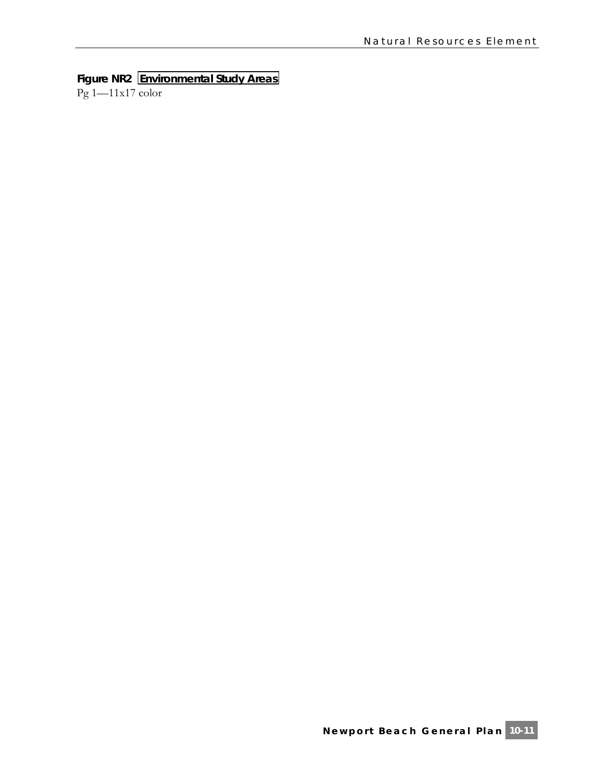**Figure NR2 Environmental Study Areas**

Pg 1—11x17 color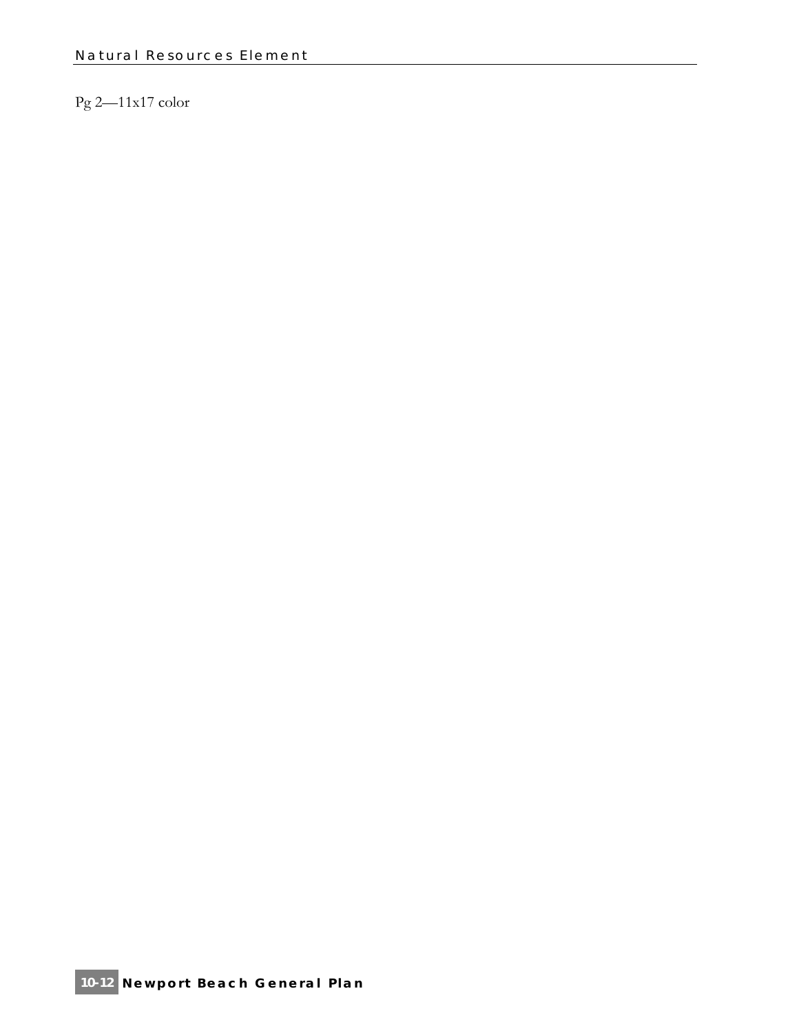Pg 2—11x17 color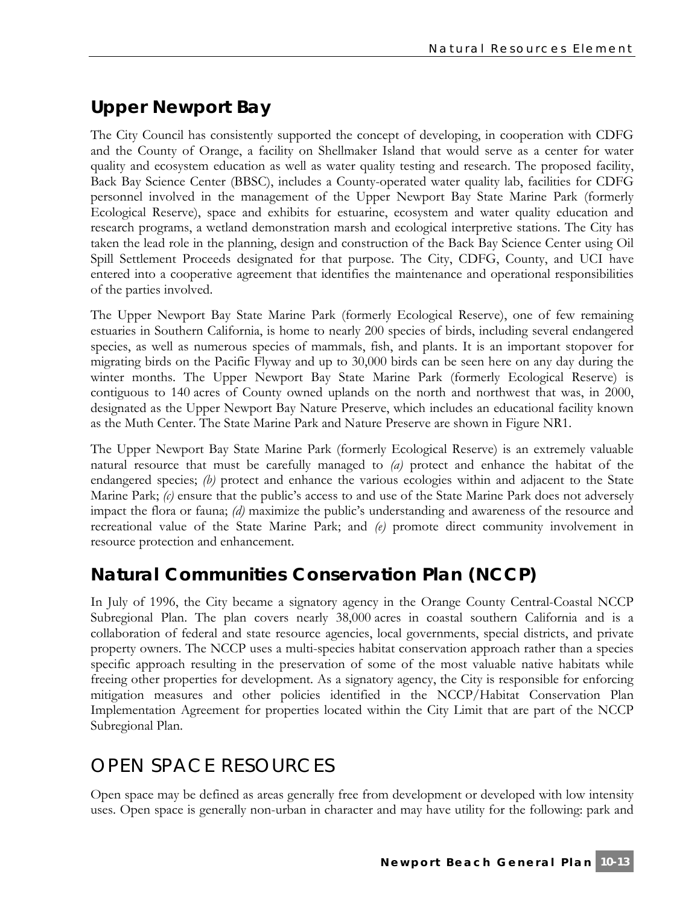## Upper Newport Bay

The City Council has consistently supported the concept of developing, in cooperation with CDFG and the County of Orange, a facility on Shellmaker Island that would serve as a center for water quality and ecosystem education as well as water quality testing and research. The proposed facility, Back Bay Science Center (BBSC), includes a County-operated water quality lab, facilities for CDFG personnel involved in the management of the Upper Newport Bay State Marine Park (formerly Ecological Reserve), space and exhibits for estuarine, ecosystem and water quality education and research programs, a wetland demonstration marsh and ecological interpretive stations. The City has taken the lead role in the planning, design and construction of the Back Bay Science Center using Oil Spill Settlement Proceeds designated for that purpose. The City, CDFG, County, and UCI have entered into a cooperative agreement that identifies the maintenance and operational responsibilities of the parties involved.

The Upper Newport Bay State Marine Park (formerly Ecological Reserve), one of few remaining estuaries in Southern California, is home to nearly 200 species of birds, including several endangered species, as well as numerous species of mammals, fish, and plants. It is an important stopover for migrating birds on the Pacific Flyway and up to 30,000 birds can be seen here on any day during the winter months. The Upper Newport Bay State Marine Park (formerly Ecological Reserve) is contiguous to 140 acres of County owned uplands on the north and northwest that was, in 2000, designated as the Upper Newport Bay Nature Preserve, which includes an educational facility known as the Muth Center. The State Marine Park and Nature Preserve are shown in Figure NR1.

The Upper Newport Bay State Marine Park (formerly Ecological Reserve) is an extremely valuable natural resource that must be carefully managed to *(a)* protect and enhance the habitat of the endangered species; *(b)* protect and enhance the various ecologies within and adjacent to the State Marine Park; *(c)* ensure that the public's access to and use of the State Marine Park does not adversely impact the flora or fauna; *(d)* maximize the public's understanding and awareness of the resource and recreational value of the State Marine Park; and *(e)* promote direct community involvement in resource protection and enhancement.

## Natural Communities Conservation Plan (NCCP)

In July of 1996, the City became a signatory agency in the Orange County Central-Coastal NCCP Subregional Plan. The plan covers nearly 38,000 acres in coastal southern California and is a collaboration of federal and state resource agencies, local governments, special districts, and private property owners. The NCCP uses a multi-species habitat conservation approach rather than a species specific approach resulting in the preservation of some of the most valuable native habitats while freeing other properties for development. As a signatory agency, the City is responsible for enforcing mitigation measures and other policies identified in the NCCP/Habitat Conservation Plan Implementation Agreement for properties located within the City Limit that are part of the NCCP Subregional Plan.

# OPEN SPACE RESOURCES

Open space may be defined as areas generally free from development or developed with low intensity uses. Open space is generally non-urban in character and may have utility for the following: park and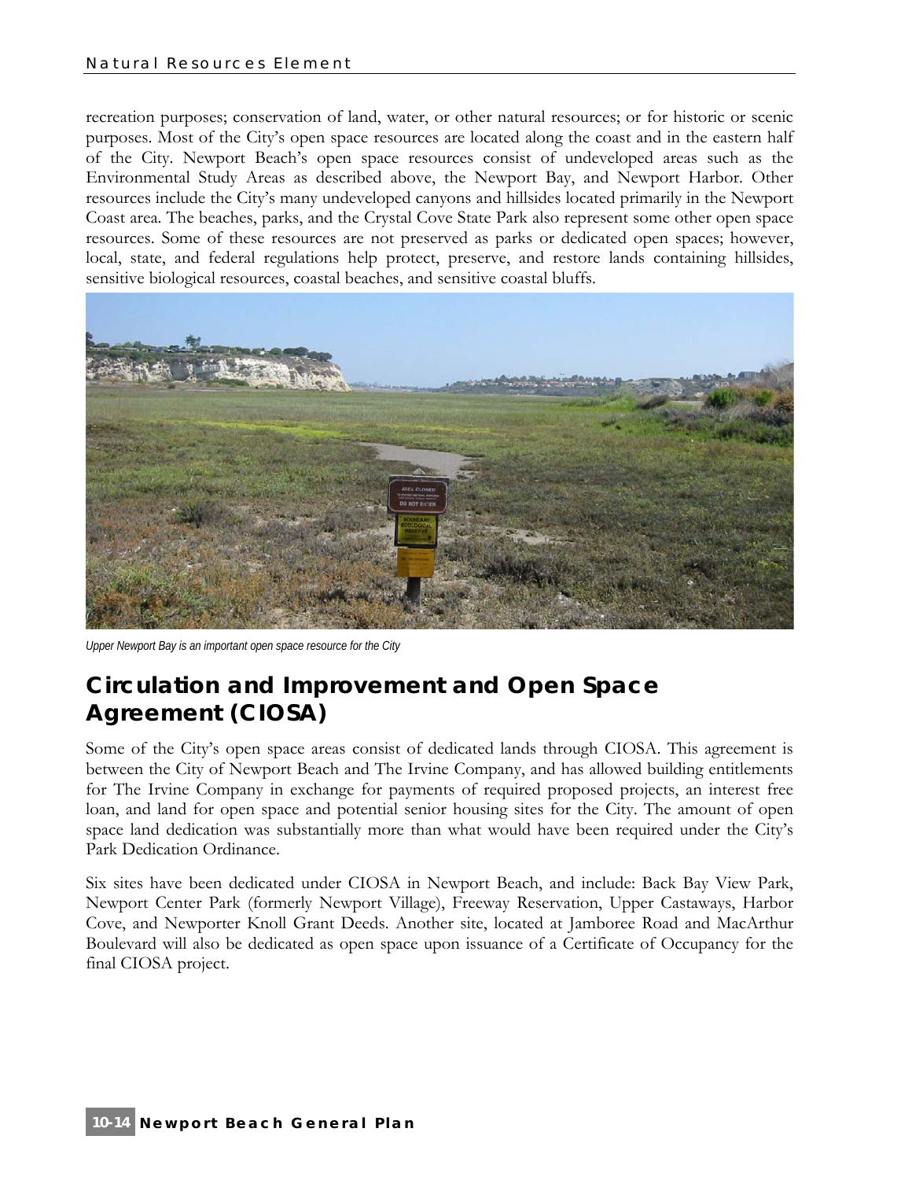recreation purposes; conservation of land, water, or other natural resources; or for historic or scenic purposes. Most of the City's open space resources are located along the coast and in the eastern half of the City. Newport Beach's open space resources consist of undeveloped areas such as the Environmental Study Areas as described above, the Newport Bay, and Newport Harbor. Other resources include the City's many undeveloped canyons and hillsides located primarily in the Newport Coast area. The beaches, parks, and the Crystal Cove State Park also represent some other open space resources. Some of these resources are not preserved as parks or dedicated open spaces; however, local, state, and federal regulations help protect, preserve, and restore lands containing hillsides, sensitive biological resources, coastal beaches, and sensitive coastal bluffs.

*Upper Newport Bay is an important open space resource for the City*

## Circulation and Improvement and Open Space Agreement (CIOSA)

Some of the City's open space areas consist of dedicated lands through CIOSA. This agreement is between the City of Newport Beach and The Irvine Company, and has allowed building entitlements for The Irvine Company in exchange for payments of required proposed projects, an interest free loan, and land for open space and potential senior housing sites for the City. The amount of open space land dedication was substantially more than what would have been required under the City's Park Dedication Ordinance.

Six sites have been dedicated under CIOSA in Newport Beach, and include: Back Bay View Park, Newport Center Park (formerly Newport Village), Freeway Reservation, Upper Castaways, Harbor Cove, and Newporter Knoll Grant Deeds. Another site, located at Jamboree Road and MacArthur Boulevard will also be dedicated as open space upon issuance of a Certificate of Occupancy for the final CIOSA project.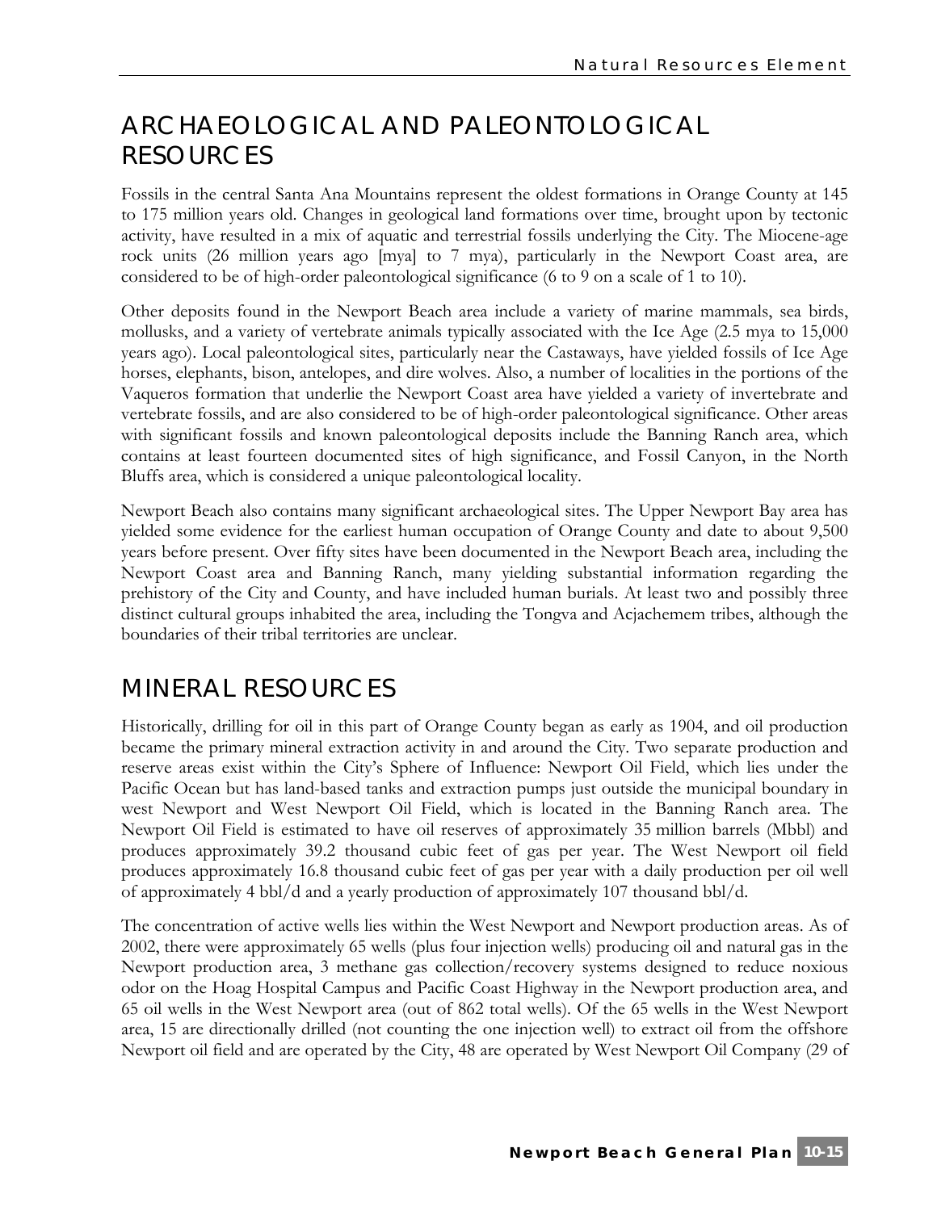# ARCHAEOLOGICAL AND PALEONTOLOGICAL RESOURCES

Fossils in the central Santa Ana Mountains represent the oldest formations in Orange County at 145 to 175 million years old. Changes in geological land formations over time, brought upon by tectonic activity, have resulted in a mix of aquatic and terrestrial fossils underlying the City. The Miocene-age rock units (26 million years ago [mya] to 7 mya), particularly in the Newport Coast area, are considered to be of high-order paleontological significance (6 to 9 on a scale of 1 to 10).

Other deposits found in the Newport Beach area include a variety of marine mammals, sea birds, mollusks, and a variety of vertebrate animals typically associated with the Ice Age (2.5 mya to 15,000 years ago). Local paleontological sites, particularly near the Castaways, have yielded fossils of Ice Age horses, elephants, bison, antelopes, and dire wolves. Also, a number of localities in the portions of the Vaqueros formation that underlie the Newport Coast area have yielded a variety of invertebrate and vertebrate fossils, and are also considered to be of high-order paleontological significance. Other areas with significant fossils and known paleontological deposits include the Banning Ranch area, which contains at least fourteen documented sites of high significance, and Fossil Canyon, in the North Bluffs area, which is considered a unique paleontological locality.

Newport Beach also contains many significant archaeological sites. The Upper Newport Bay area has yielded some evidence for the earliest human occupation of Orange County and date to about 9,500 years before present. Over fifty sites have been documented in the Newport Beach area, including the Newport Coast area and Banning Ranch, many yielding substantial information regarding the prehistory of the City and County, and have included human burials. At least two and possibly three distinct cultural groups inhabited the area, including the Tongva and Acjachemem tribes, although the boundaries of their tribal territories are unclear.

# MINERAL RESOURCES

Historically, drilling for oil in this part of Orange County began as early as 1904, and oil production became the primary mineral extraction activity in and around the City. Two separate production and reserve areas exist within the City's Sphere of Influence: Newport Oil Field, which lies under the Pacific Ocean but has land-based tanks and extraction pumps just outside the municipal boundary in west Newport and West Newport Oil Field, which is located in the Banning Ranch area. The Newport Oil Field is estimated to have oil reserves of approximately 35 million barrels (Mbbl) and produces approximately 39.2 thousand cubic feet of gas per year. The West Newport oil field produces approximately 16.8 thousand cubic feet of gas per year with a daily production per oil well of approximately 4 bbl/d and a yearly production of approximately 107 thousand bbl/d.

The concentration of active wells lies within the West Newport and Newport production areas. As of 2002, there were approximately 65 wells (plus four injection wells) producing oil and natural gas in the Newport production area, 3 methane gas collection/recovery systems designed to reduce noxious odor on the Hoag Hospital Campus and Pacific Coast Highway in the Newport production area, and 65 oil wells in the West Newport area (out of 862 total wells). Of the 65 wells in the West Newport area, 15 are directionally drilled (not counting the one injection well) to extract oil from the offshore Newport oil field and are operated by the City, 48 are operated by West Newport Oil Company (29 of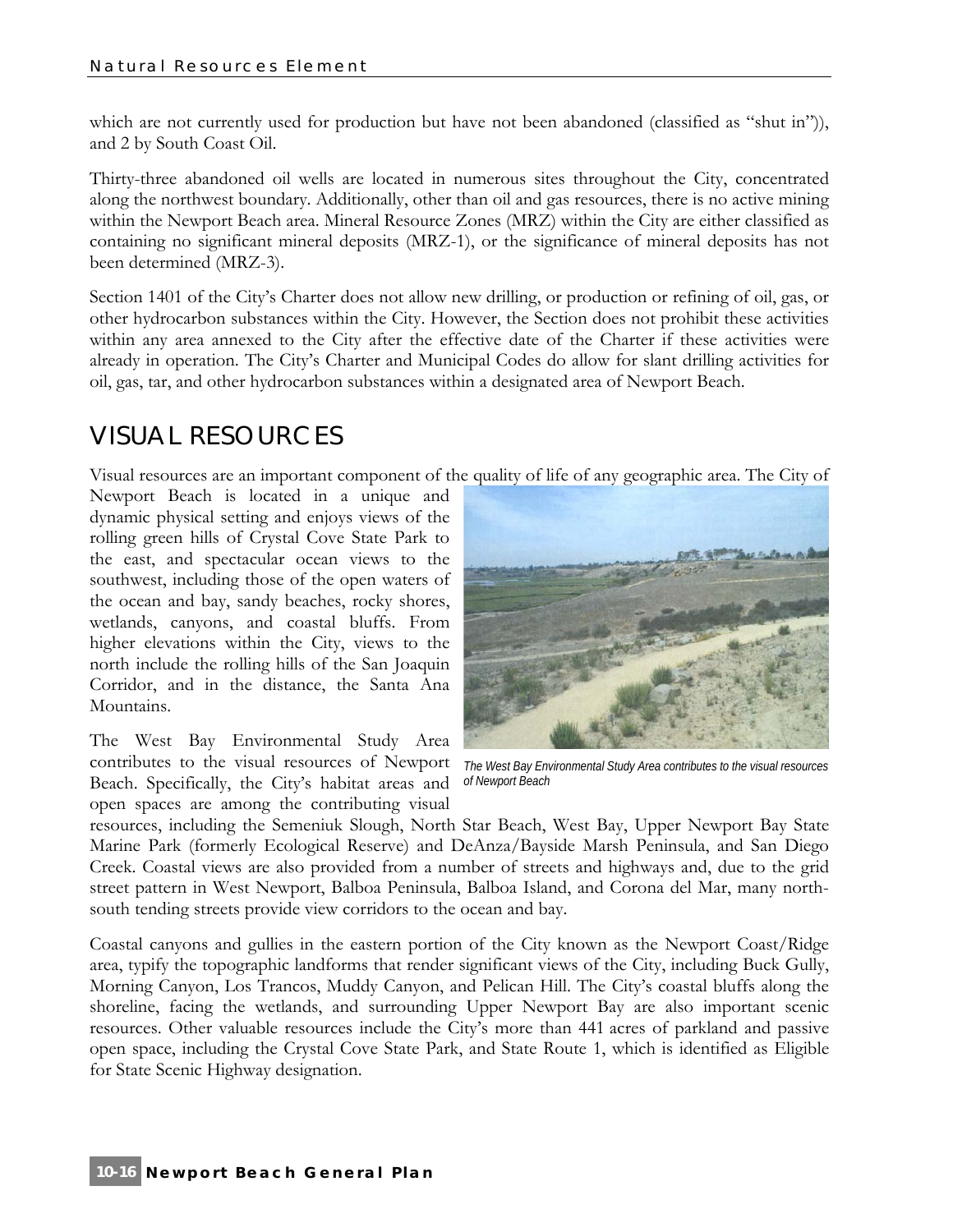which are not currently used for production but have not been abandoned (classified as "shut in")), and 2 by South Coast Oil.

Thirty-three abandoned oil wells are located in numerous sites throughout the City, concentrated along the northwest boundary. Additionally, other than oil and gas resources, there is no active mining within the Newport Beach area. Mineral Resource Zones (MRZ) within the City are either classified as containing no significant mineral deposits (MRZ-1), or the significance of mineral deposits has not been determined (MRZ-3).

Section 1401 of the City's Charter does not allow new drilling, or production or refining of oil, gas, or other hydrocarbon substances within the City. However, the Section does not prohibit these activities within any area annexed to the City after the effective date of the Charter if these activities were already in operation. The City's Charter and Municipal Codes do allow for slant drilling activities for oil, gas, tar, and other hydrocarbon substances within a designated area of Newport Beach.

# VISUAL RESOURCES

Visual resources are an important component of the quality of life of any geographic area. The City of Newport Beach is located in a unique and dynamic physical setting and enjoys views of the rolling green hills of Crystal Cove State Park to the east, and spectacular ocean views to the southwest, including those of the open waters of the ocean and bay, sandy beaches, rocky shores, wetlands, canyons, and coastal bluffs. From higher elevations within the City, views to the north include the rolling hills of the San Joaquin Corridor, and in the distance, the Santa Ana Mountains.

The West Bay Environmental Study Area contributes to the visual resources of Newport Beach. Specifically, the City's habitat areas and open spaces are among the contributing visual resources, including the Semeniuk Slough, North Star Beach, West Bay, Upper Newport Bay State Marine Park (formerly Ecological Reserve) and DeAnza/Bayside Marsh Peninsula, and San Diego Creek. Coastal views are also provided from a number of streets and highways and, due to the grid street pattern in West Newport, Balboa Peninsula, Balboa Island, and Corona del Mar, many north-south tending streets provide view corridors to the ocean and bay.

*The West Bay Environmental Study Area contributes to the visual resources of Newport Beach*

Coastal canyons and gullies in the eastern portion of the City known as the Newport Coast/Ridge area, typify the topographic landforms that render significant views of the City, including Buck Gully, Morning Canyon, Los Trancos, Muddy Canyon, and Pelican Hill. The City's coastal bluffs along the shoreline, facing the wetlands, and surrounding Upper Newport Bay are also important scenic resources. Other valuable resources include the City's more than 441 acres of parkland and passive open space, including the Crystal Cove State Park, and State Route 1, which is identified as Eligible for State Scenic Highway designation.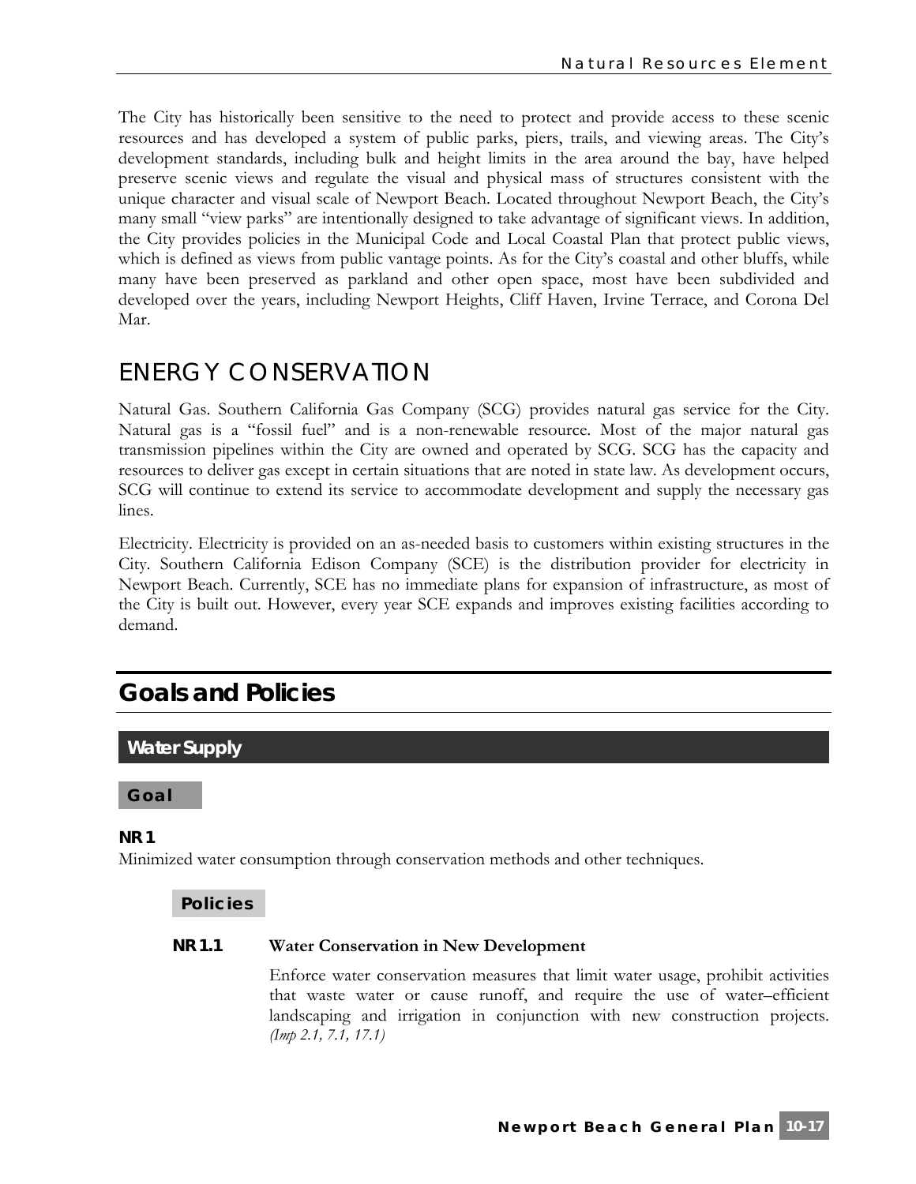The City has historically been sensitive to the need to protect and provide access to these scenic resources and has developed a system of public parks, piers, trails, and viewing areas. The City's development standards, including bulk and height limits in the area around the bay, have helped preserve scenic views and regulate the visual and physical mass of structures consistent with the unique character and visual scale of Newport Beach. Located throughout Newport Beach, the City's many small "view parks" are intentionally designed to take advantage of significant views. In addition, the City provides policies in the Municipal Code and Local Coastal Plan that protect public views, which is defined as views from public vantage points. As for the City's coastal and other bluffs, while many have been preserved as parkland and other open space, most have been subdivided and developed over the years, including Newport Heights, Cliff Haven, Irvine Terrace, and Corona Del Mar.

## ENERGY CONSERVATION

Natural Gas. Southern California Gas Company (SCG) provides natural gas service for the City. Natural gas is a "fossil fuel" and is a non-renewable resource. Most of the major natural gas transmission pipelines within the City are owned and operated by SCG. SCG has the capacity and resources to deliver gas except in certain situations that are noted in state law. As development occurs, SCG will continue to extend its service to accommodate development and supply the necessary gas lines.

Electricity. Electricity is provided on an as-needed basis to customers within existing structures in the City. Southern California Edison Company (SCE) is the distribution provider for electricity in Newport Beach. Currently, SCE has no immediate plans for expansion of infrastructure, as most of the City is built out. However, every year SCE expands and improves existing facilities according to demand.

# Goals and Policies

## Water Supply

### Goal

**NR 1**

Minimized water consumption through conservation methods and other techniques.

### Policies

**NR 1.1 Water Conservation in New Development**

Enforce water conservation measures that limit water usage, prohibit activities that waste water or cause runoff, and require the use of water–efficient landscaping and irrigation in conjunction with new construction projects. *(Imp 2.1, 7.1, 17.1)*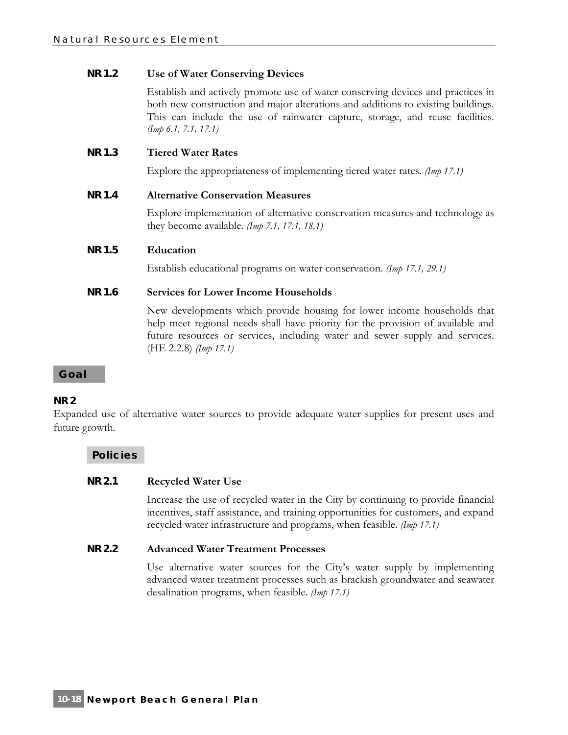**NR 1.2 Use of Water Conserving Devices**

Establish and actively promote use of water conserving devices and practices in both new construction and major alterations and additions to existing buildings. This can include the use of rainwater capture, storage, and reuse facilities. *(Imp 6.1, 7.1, 17.1)*

**NR 1.3 Tiered Water Rates**

Explore the appropriateness of implementing tiered water rates. *(Imp 17.1)*

**NR 1.4 Alternative Conservation Measures**

Explore implementation of alternative conservation measures and technology as they become available. *(Imp 7.1, 17.1, 18.1)*

**NR 1.5 Education**

Establish educational programs on water conservation. *(Imp 17.1, 29.1)*

**NR 1.6 Services for Lower Income Households**

New developments which provide housing for lower income households that help meet regional needs shall have priority for the provision of available and future resources or services, including water and sewer supply and services. (HE 2.2.8) *(Imp 17.1)*

## Goal

**NR 2**

Expanded use of alternative water sources to provide adequate water supplies for present uses and future growth.

### Policies

**NR 2.1 Recycled Water Use**

Increase the use of recycled water in the City by continuing to provide financial incentives, staff assistance, and training opportunities for customers, and expand recycled water infrastructure and programs, when feasible. *(Imp 17.1)*

**NR 2.2 Advanced Water Treatment Processes**

Use alternative water sources for the City's water supply by implementing advanced water treatment processes such as brackish groundwater and seawater desalination programs, when feasible. *(Imp 17.1)*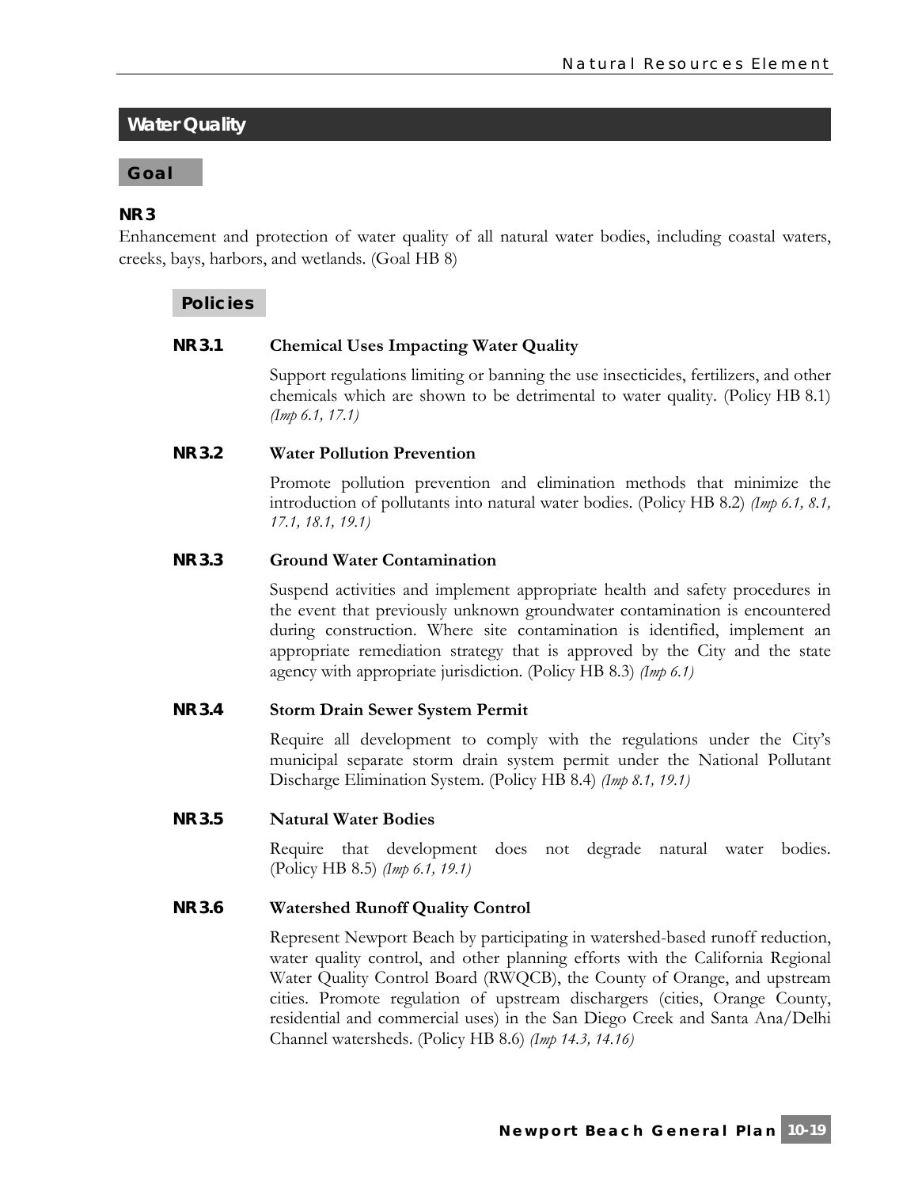## Water Quality

### Goal

**NR 3**

Enhancement and protection of water quality of all natural water bodies, including coastal waters, creeks, bays, harbors, and wetlands. (Goal HB 8)

#### Policies

**NR 3.1 Chemical Uses Impacting Water Quality**

Support regulations limiting or banning the use insecticides, fertilizers, and other chemicals which are shown to be detrimental to water quality. (Policy HB 8.1) *(Imp 6.1, 17.1)*

**NR 3.2 Water Pollution Prevention**

Promote pollution prevention and elimination methods that minimize the introduction of pollutants into natural water bodies. (Policy HB 8.2) *(Imp 6.1, 8.1, 17.1, 18.1, 19.1)*

**NR 3.3 Ground Water Contamination**

Suspend activities and implement appropriate health and safety procedures in the event that previously unknown groundwater contamination is encountered during construction. Where site contamination is identified, implement an appropriate remediation strategy that is approved by the City and the state agency with appropriate jurisdiction. (Policy HB 8.3) *(Imp 6.1)*

**NR 3.4 Storm Drain Sewer System Permit**

Require all development to comply with the regulations under the City's municipal separate storm drain system permit under the National Pollutant Discharge Elimination System. (Policy HB 8.4) *(Imp 8.1, 19.1)*

**NR 3.5 Natural Water Bodies**

Require that development does not degrade natural water bodies. (Policy HB 8.5) *(Imp 6.1, 19.1)*

**NR 3.6 Watershed Runoff Quality Control**

Represent Newport Beach by participating in watershed-based runoff reduction, water quality control, and other planning efforts with the California Regional Water Quality Control Board (RWQCB), the County of Orange, and upstream cities. Promote regulation of upstream dischargers (cities, Orange County, residential and commercial uses) in the San Diego Creek and Santa Ana/Delhi Channel watersheds. (Policy HB 8.6) *(Imp 14.3, 14.16)*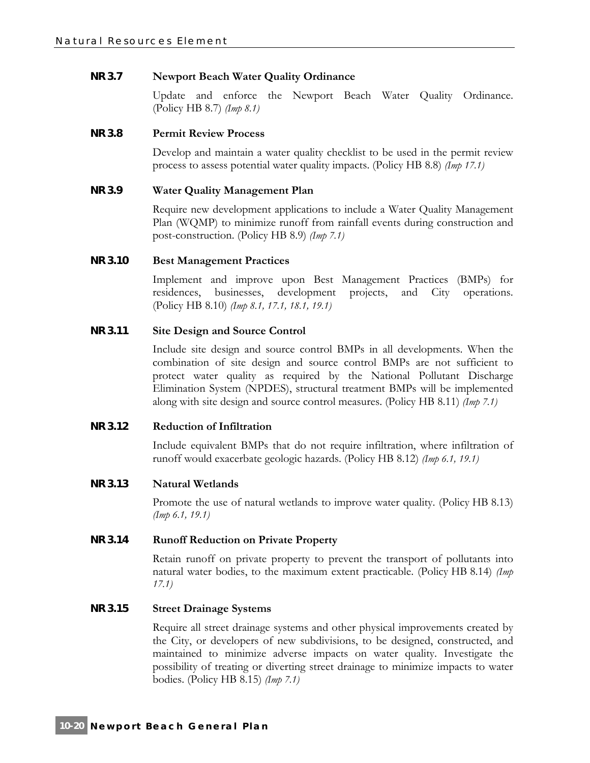### NR 3.7 Newport Beach Water Quality Ordinance

Update and enforce the Newport Beach Water Quality Ordinance. (Policy HB 8.7) *(Imp 8.1)*

### NR 3.8 Permit Review Process

Develop and maintain a water quality checklist to be used in the permit review process to assess potential water quality impacts. (Policy HB 8.8) *(Imp 17.1)*

### NR 3.9 Water Quality Management Plan

Require new development applications to include a Water Quality Management Plan (WQMP) to minimize runoff from rainfall events during construction and post-construction. (Policy HB 8.9) *(Imp 7.1)*

### NR 3.10 Best Management Practices

Implement and improve upon Best Management Practices (BMPs) for residences, businesses, development projects, and City operations. (Policy HB 8.10) *(Imp 8.1, 17.1, 18.1, 19.1)*

### NR 3.11 Site Design and Source Control

Include site design and source control BMPs in all developments. When the combination of site design and source control BMPs are not sufficient to protect water quality as required by the National Pollutant Discharge Elimination System (NPDES), structural treatment BMPs will be implemented along with site design and source control measures. (Policy HB 8.11) *(Imp 7.1)*

### NR 3.12 Reduction of Infiltration

Include equivalent BMPs that do not require infiltration, where infiltration of runoff would exacerbate geologic hazards. (Policy HB 8.12) *(Imp 6.1, 19.1)*

### NR 3.13 Natural Wetlands

Promote the use of natural wetlands to improve water quality. (Policy HB 8.13) *(Imp 6.1, 19.1)*

### NR 3.14 Runoff Reduction on Private Property

Retain runoff on private property to prevent the transport of pollutants into natural water bodies, to the maximum extent practicable. (Policy HB 8.14) *(Imp 17.1)*

### NR 3.15 Street Drainage Systems

Require all street drainage systems and other physical improvements created by the City, or developers of new subdivisions, to be designed, constructed, and maintained to minimize adverse impacts on water quality. Investigate the possibility of treating or diverting street drainage to minimize impacts to water bodies. (Policy HB 8.15) *(Imp 7.1)*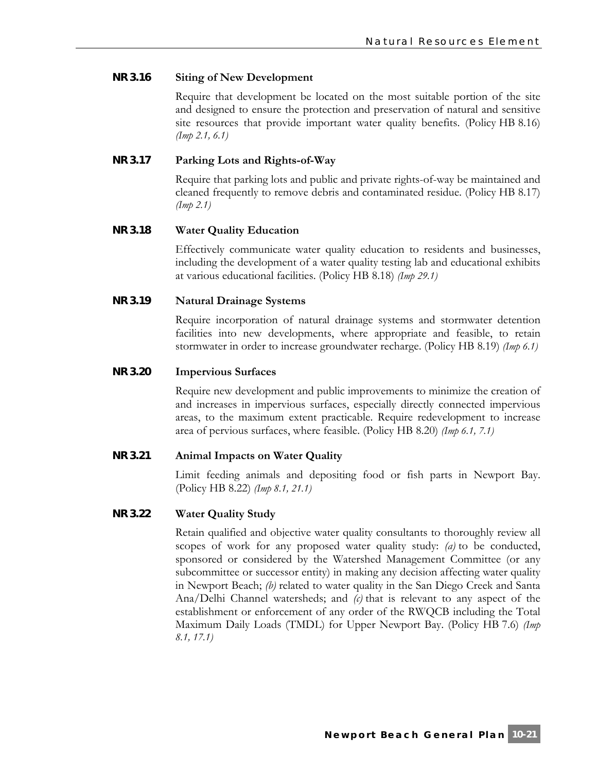**NR 3.16 Siting of New Development**

Require that development be located on the most suitable portion of the site and designed to ensure the protection and preservation of natural and sensitive site resources that provide important water quality benefits. (Policy HB 8.16) *(Imp 2.1, 6.1)*

**NR 3.17 Parking Lots and Rights-of-Way**

Require that parking lots and public and private rights-of-way be maintained and cleaned frequently to remove debris and contaminated residue. (Policy HB 8.17) *(Imp 2.1)*

**NR 3.18 Water Quality Education**

Effectively communicate water quality education to residents and businesses, including the development of a water quality testing lab and educational exhibits at various educational facilities. (Policy HB 8.18) *(Imp 29.1)*

**NR 3.19 Natural Drainage Systems**

Require incorporation of natural drainage systems and stormwater detention facilities into new developments, where appropriate and feasible, to retain stormwater in order to increase groundwater recharge. (Policy HB 8.19) *(Imp 6.1)*

**NR 3.20 Impervious Surfaces**

Require new development and public improvements to minimize the creation of and increases in impervious surfaces, especially directly connected impervious areas, to the maximum extent practicable. Require redevelopment to increase area of pervious surfaces, where feasible. (Policy HB 8.20) *(Imp 6.1, 7.1)*

**NR 3.21 Animal Impacts on Water Quality**

Limit feeding animals and depositing food or fish parts in Newport Bay. (Policy HB 8.22) *(Imp 8.1, 21.1)*

**NR 3.22 Water Quality Study**

Retain qualified and objective water quality consultants to thoroughly review all scopes of work for any proposed water quality study: *(a)* to be conducted, sponsored or considered by the Watershed Management Committee (or any subcommittee or successor entity) in making any decision affecting water quality in Newport Beach; *(b)* related to water quality in the San Diego Creek and Santa Ana/Delhi Channel watersheds; and *(c)* that is relevant to any aspect of the establishment or enforcement of any order of the RWQCB including the Total Maximum Daily Loads (TMDL) for Upper Newport Bay. (Policy HB 7.6) *(Imp 8.1, 17.1)*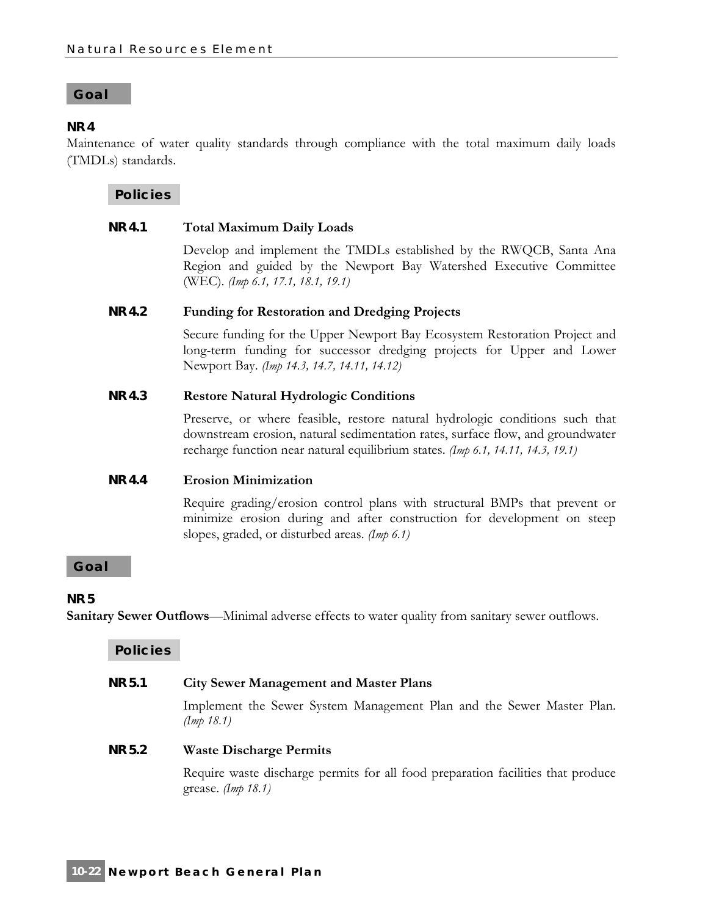## Goal

### NR 4

Maintenance of water quality standards through compliance with the total maximum daily loads (TMDLs) standards.

#### Policies

**NR 4.1 Total Maximum Daily Loads**

Develop and implement the TMDLs established by the RWQCB, Santa Ana Region and guided by the Newport Bay Watershed Executive Committee (WEC). *(Imp 6.1, 17.1, 18.1, 19.1)*

**NR 4.2 Funding for Restoration and Dredging Projects**

Secure funding for the Upper Newport Bay Ecosystem Restoration Project and long-term funding for successor dredging projects for Upper and Lower Newport Bay. *(Imp 14.3, 14.7, 14.11, 14.12)*

**NR 4.3 Restore Natural Hydrologic Conditions**

Preserve, or where feasible, restore natural hydrologic conditions such that downstream erosion, natural sedimentation rates, surface flow, and groundwater recharge function near natural equilibrium states. *(Imp 6.1, 14.11, 14.3, 19.1)*

**NR 4.4 Erosion Minimization**

Require grading/erosion control plans with structural BMPs that prevent or minimize erosion during and after construction for development on steep slopes, graded, or disturbed areas. *(Imp 6.1)*

## Goal

### NR 5

**Sanitary Sewer Outflows**—Minimal adverse effects to water quality from sanitary sewer outflows.

#### Policies

**NR 5.1 City Sewer Management and Master Plans**

Implement the Sewer System Management Plan and the Sewer Master Plan. *(Imp 18.1)*

**NR 5.2 Waste Discharge Permits**

Require waste discharge permits for all food preparation facilities that produce grease. *(Imp 18.1)*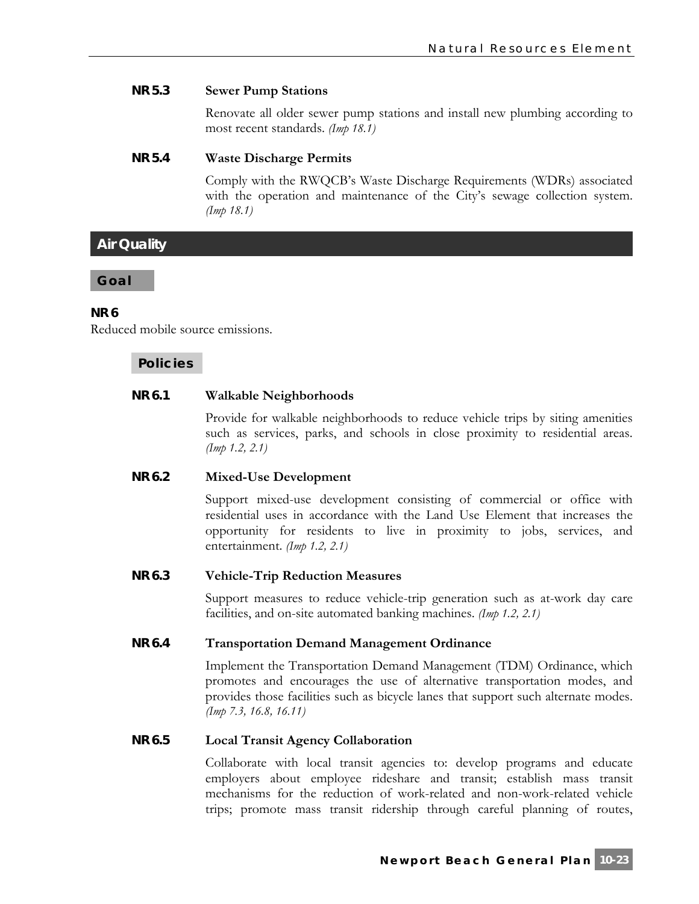**NR 5.3 Sewer Pump Stations**

Renovate all older sewer pump stations and install new plumbing according to most recent standards. *(Imp 18.1)*

**NR 5.4 Waste Discharge Permits**

Comply with the RWQCB's Waste Discharge Requirements (WDRs) associated with the operation and maintenance of the City's sewage collection system. *(Imp 18.1)*

## Air Quality

### Goal

**NR 6**

Reduced mobile source emissions.

### Policies

**NR 6.1 Walkable Neighborhoods**

Provide for walkable neighborhoods to reduce vehicle trips by siting amenities such as services, parks, and schools in close proximity to residential areas. *(Imp 1.2, 2.1)*

**NR 6.2 Mixed-Use Development**

Support mixed-use development consisting of commercial or office with residential uses in accordance with the Land Use Element that increases the opportunity for residents to live in proximity to jobs, services, and entertainment. *(Imp 1.2, 2.1)*

**NR 6.3 Vehicle-Trip Reduction Measures**

Support measures to reduce vehicle-trip generation such as at-work day care facilities, and on-site automated banking machines. *(Imp 1.2, 2.1)*

**NR 6.4 Transportation Demand Management Ordinance**

Implement the Transportation Demand Management (TDM) Ordinance, which promotes and encourages the use of alternative transportation modes, and provides those facilities such as bicycle lanes that support such alternate modes. *(Imp 7.3, 16.8, 16.11)*

**NR 6.5 Local Transit Agency Collaboration**

Collaborate with local transit agencies to: develop programs and educate employers about employee rideshare and transit; establish mass transit mechanisms for the reduction of work-related and non-work-related vehicle trips; promote mass transit ridership through careful planning of routes,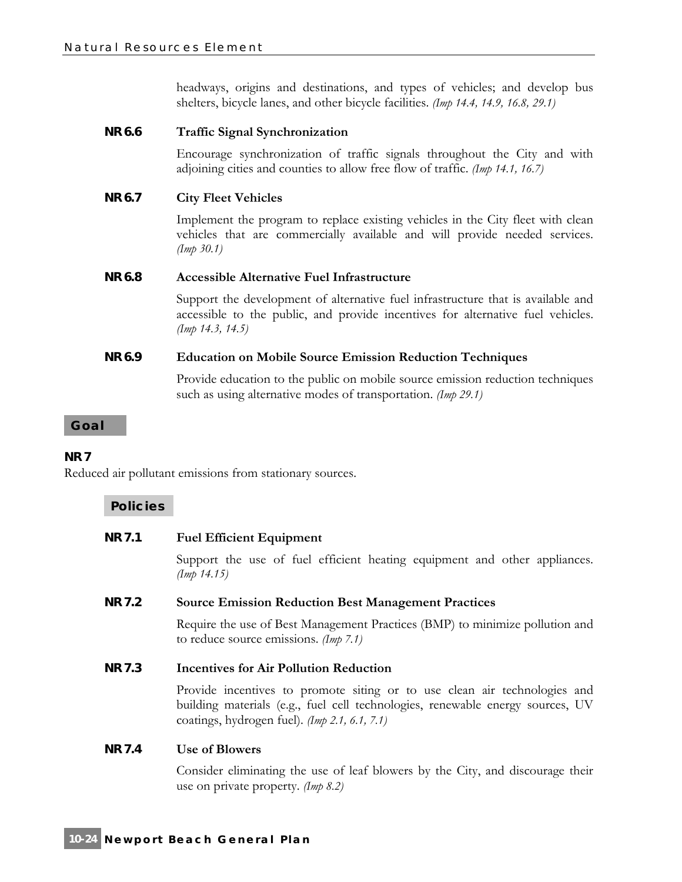headways, origins and destinations, and types of vehicles; and develop bus shelters, bicycle lanes, and other bicycle facilities. *(Imp 14.4, 14.9, 16.8, 29.1)*

**NR 6.6 Traffic Signal Synchronization**

Encourage synchronization of traffic signals throughout the City and with adjoining cities and counties to allow free flow of traffic. *(Imp 14.1, 16.7)*

**NR 6.7 City Fleet Vehicles**

Implement the program to replace existing vehicles in the City fleet with clean vehicles that are commercially available and will provide needed services. *(Imp 30.1)*

**NR 6.8 Accessible Alternative Fuel Infrastructure**

Support the development of alternative fuel infrastructure that is available and accessible to the public, and provide incentives for alternative fuel vehicles. *(Imp 14.3, 14.5)*

**NR 6.9 Education on Mobile Source Emission Reduction Techniques**

Provide education to the public on mobile source emission reduction techniques such as using alternative modes of transportation. *(Imp 29.1)*

## Goal

**NR 7**

Reduced air pollutant emissions from stationary sources.

### Policies

**NR 7.1 Fuel Efficient Equipment**

Support the use of fuel efficient heating equipment and other appliances. *(Imp 14.15)*

**NR 7.2 Source Emission Reduction Best Management Practices**

Require the use of Best Management Practices (BMP) to minimize pollution and to reduce source emissions. *(Imp 7.1)*

**NR 7.3 Incentives for Air Pollution Reduction**

Provide incentives to promote siting or to use clean air technologies and building materials (e.g., fuel cell technologies, renewable energy sources, UV coatings, hydrogen fuel). *(Imp 2.1, 6.1, 7.1)*

**NR 7.4 Use of Blowers**

Consider eliminating the use of leaf blowers by the City, and discourage their use on private property. *(Imp 8.2)*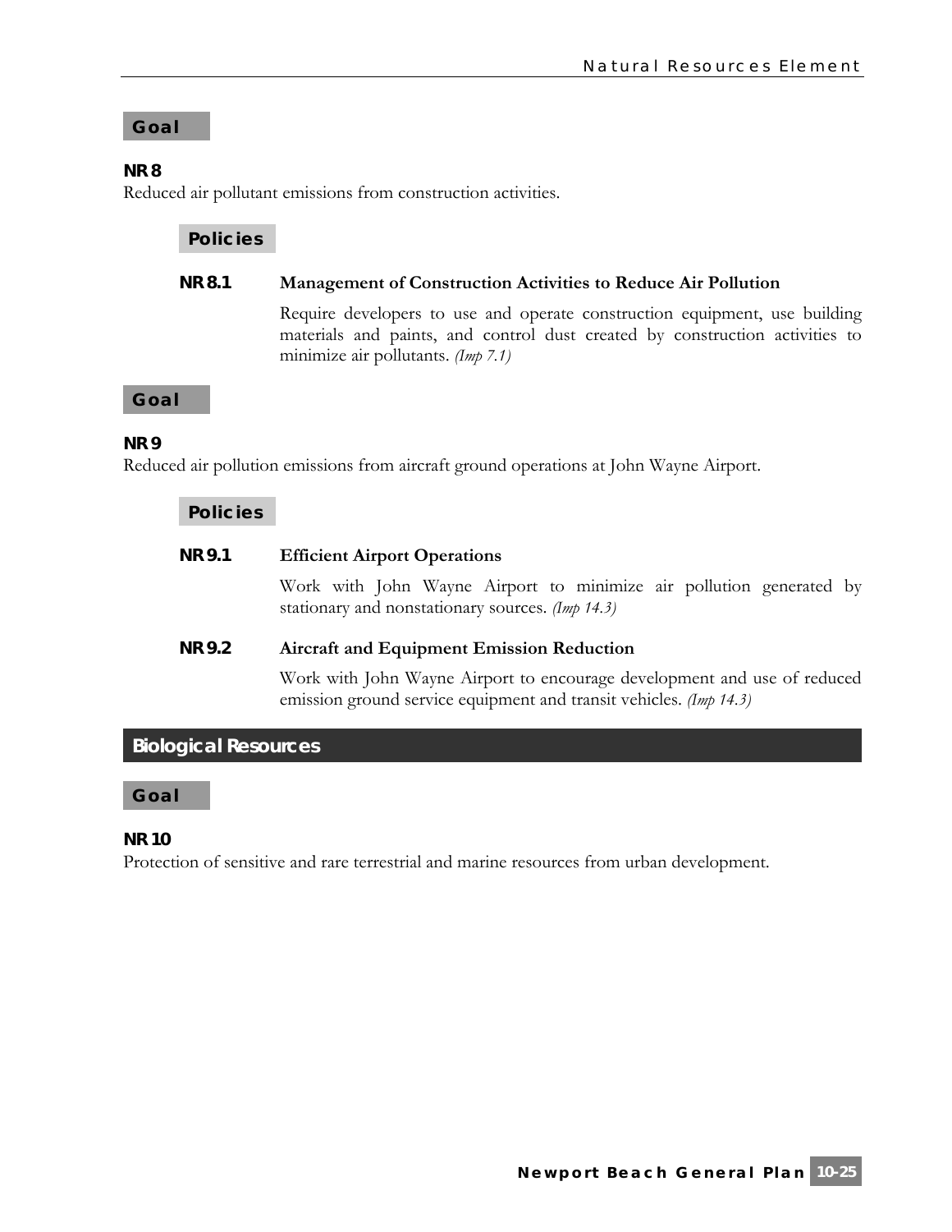### Goal

**NR 8**
Reduced air pollutant emissions from construction activities.

#### Policies

**NR 8.1 Management of Construction Activities to Reduce Air Pollution**

Require developers to use and operate construction equipment, use building materials and paints, and control dust created by construction activities to minimize air pollutants. *(Imp 7.1)*

### Goal

**NR 9**
Reduced air pollution emissions from aircraft ground operations at John Wayne Airport.

#### Policies

**NR 9.1 Efficient Airport Operations**

Work with John Wayne Airport to minimize air pollution generated by stationary and nonstationary sources. *(Imp 14.3)*

**NR 9.2 Aircraft and Equipment Emission Reduction**

Work with John Wayne Airport to encourage development and use of reduced emission ground service equipment and transit vehicles. *(Imp 14.3)*

## Biological Resources

### Goal

**NR 10**
Protection of sensitive and rare terrestrial and marine resources from urban development.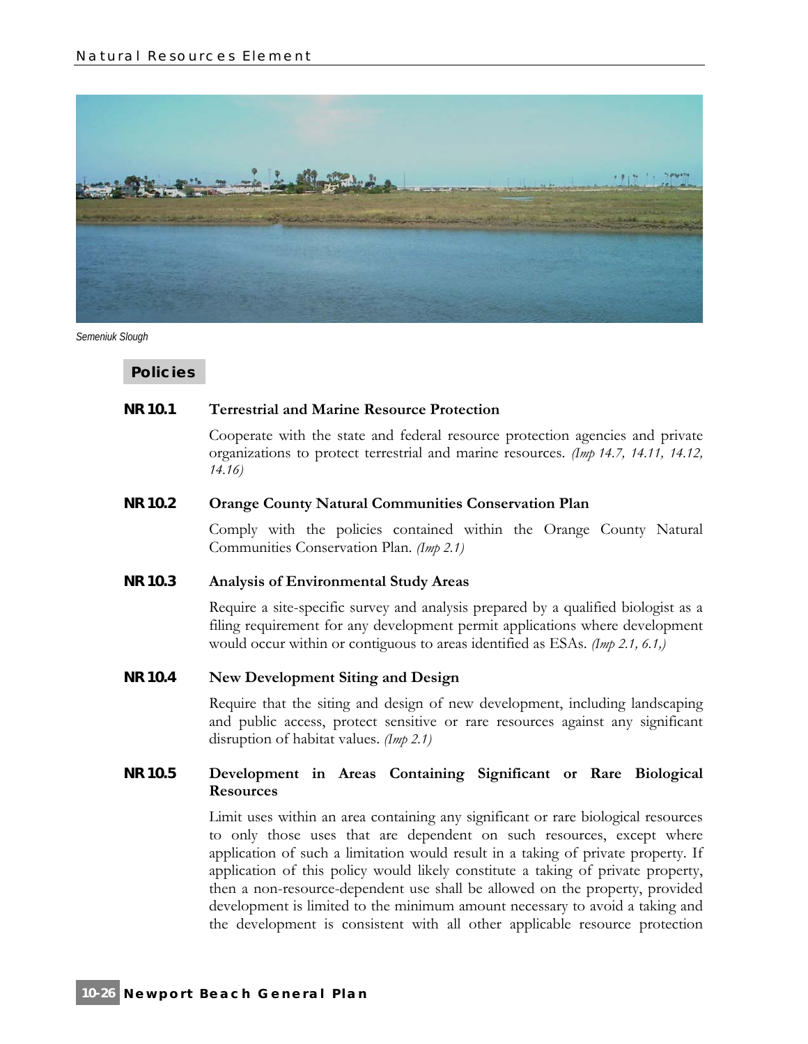*Semeniuk Slough*

## Policies

### NR 10.1 Terrestrial and Marine Resource Protection

Cooperate with the state and federal resource protection agencies and private organizations to protect terrestrial and marine resources. *(Imp 14.7, 14.11, 14.12, 14.16)*

### NR 10.2 Orange County Natural Communities Conservation Plan

Comply with the policies contained within the Orange County Natural Communities Conservation Plan. *(Imp 2.1)*

### NR 10.3 Analysis of Environmental Study Areas

Require a site-specific survey and analysis prepared by a qualified biologist as a filing requirement for any development permit applications where development would occur within or contiguous to areas identified as ESAs. *(Imp 2.1, 6.1,)*

### NR 10.4 New Development Siting and Design

Require that the siting and design of new development, including landscaping and public access, protect sensitive or rare resources against any significant disruption of habitat values. *(Imp 2.1)*

### NR 10.5 Development in Areas Containing Significant or Rare Biological Resources

Limit uses within an area containing any significant or rare biological resources to only those uses that are dependent on such resources, except where application of such a limitation would result in a taking of private property. If application of this policy would likely constitute a taking of private property, then a non-resource-dependent use shall be allowed on the property, provided development is limited to the minimum amount necessary to avoid a taking and the development is consistent with all other applicable resource protection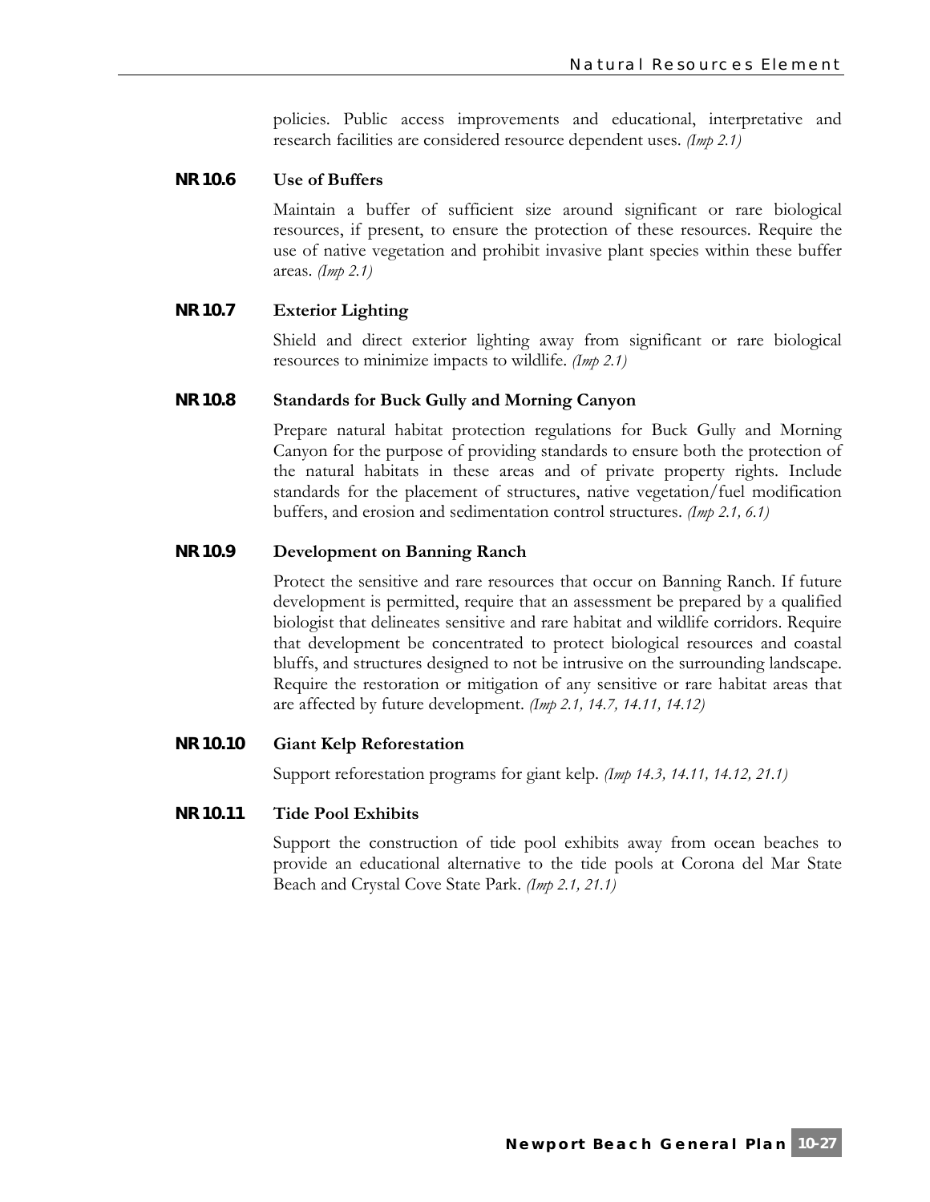policies. Public access improvements and educational, interpretative and research facilities are considered resource dependent uses. *(Imp 2.1)*

### NR 10.6 Use of Buffers

Maintain a buffer of sufficient size around significant or rare biological resources, if present, to ensure the protection of these resources. Require the use of native vegetation and prohibit invasive plant species within these buffer areas. *(Imp 2.1)*

### NR 10.7 Exterior Lighting

Shield and direct exterior lighting away from significant or rare biological resources to minimize impacts to wildlife. *(Imp 2.1)*

### NR 10.8 Standards for Buck Gully and Morning Canyon

Prepare natural habitat protection regulations for Buck Gully and Morning Canyon for the purpose of providing standards to ensure both the protection of the natural habitats in these areas and of private property rights. Include standards for the placement of structures, native vegetation/fuel modification buffers, and erosion and sedimentation control structures. *(Imp 2.1, 6.1)*

### NR 10.9 Development on Banning Ranch

Protect the sensitive and rare resources that occur on Banning Ranch. If future development is permitted, require that an assessment be prepared by a qualified biologist that delineates sensitive and rare habitat and wildlife corridors. Require that development be concentrated to protect biological resources and coastal bluffs, and structures designed to not be intrusive on the surrounding landscape. Require the restoration or mitigation of any sensitive or rare habitat areas that are affected by future development. *(Imp 2.1, 14.7, 14.11, 14.12)*

### NR 10.10 Giant Kelp Reforestation

Support reforestation programs for giant kelp. *(Imp 14.3, 14.11, 14.12, 21.1)*

### NR 10.11 Tide Pool Exhibits

Support the construction of tide pool exhibits away from ocean beaches to provide an educational alternative to the tide pools at Corona del Mar State Beach and Crystal Cove State Park. *(Imp 2.1, 21.1)*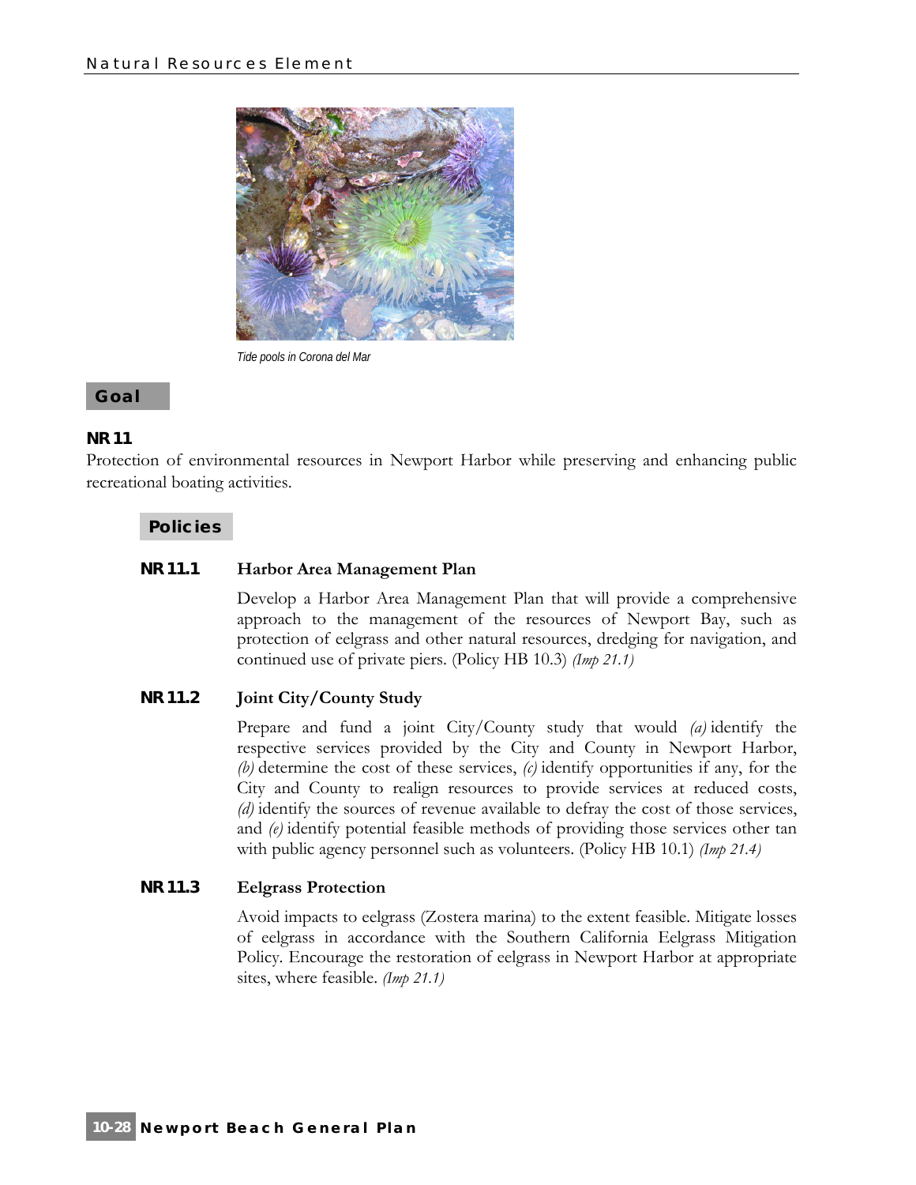Tide pools in Corona del Mar

## Goal

### NR 11

Protection of environmental resources in Newport Harbor while preserving and enhancing public recreational boating activities.

## Policies

**NR 11.1 Harbor Area Management Plan**

Develop a Harbor Area Management Plan that will provide a comprehensive approach to the management of the resources of Newport Bay, such as protection of eelgrass and other natural resources, dredging for navigation, and continued use of private piers. (Policy HB 10.3) *(Imp 21.1)*

**NR 11.2 Joint City/County Study**

Prepare and fund a joint City/County study that would *(a)* identify the respective services provided by the City and County in Newport Harbor, *(b)* determine the cost of these services, *(c)* identify opportunities if any, for the City and County to realign resources to provide services at reduced costs, *(d)* identify the sources of revenue available to defray the cost of those services, and *(e)* identify potential feasible methods of providing those services other tan with public agency personnel such as volunteers. (Policy HB 10.1) *(Imp 21.4)*

**NR 11.3 Eelgrass Protection**

Avoid impacts to eelgrass (Zostera marina) to the extent feasible. Mitigate losses of eelgrass in accordance with the Southern California Eelgrass Mitigation Policy. Encourage the restoration of eelgrass in Newport Harbor at appropriate sites, where feasible. *(Imp 21.1)*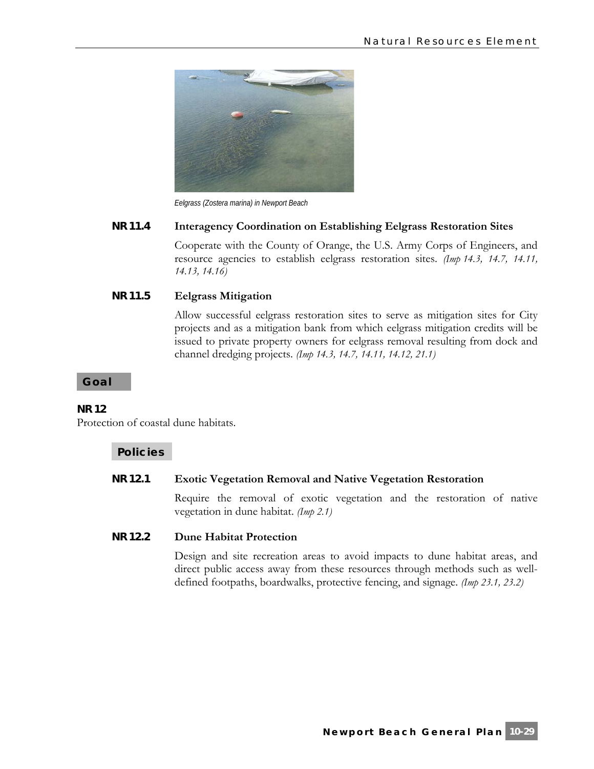Eelgrass (Zostera marina) in Newport Beach

### NR 11.4 Interagency Coordination on Establishing Eelgrass Restoration Sites

Cooperate with the County of Orange, the U.S. Army Corps of Engineers, and resource agencies to establish eelgrass restoration sites. *(Imp 14.3, 14.7, 14.11, 14.13, 14.16)*

### NR 11.5 Eelgrass Mitigation

Allow successful eelgrass restoration sites to serve as mitigation sites for City projects and as a mitigation bank from which eelgrass mitigation credits will be issued to private property owners for eelgrass removal resulting from dock and channel dredging projects. *(Imp 14.3, 14.7, 14.11, 14.12, 21.1)*

## Goal

**NR 12**

Protection of coastal dune habitats.

## Policies

### NR 12.1 Exotic Vegetation Removal and Native Vegetation Restoration

Require the removal of exotic vegetation and the restoration of native vegetation in dune habitat. *(Imp 2.1)*

### NR 12.2 Dune Habitat Protection

Design and site recreation areas to avoid impacts to dune habitat areas, and direct public access away from these resources through methods such as well-defined footpaths, boardwalks, protective fencing, and signage. *(Imp 23.1, 23.2)*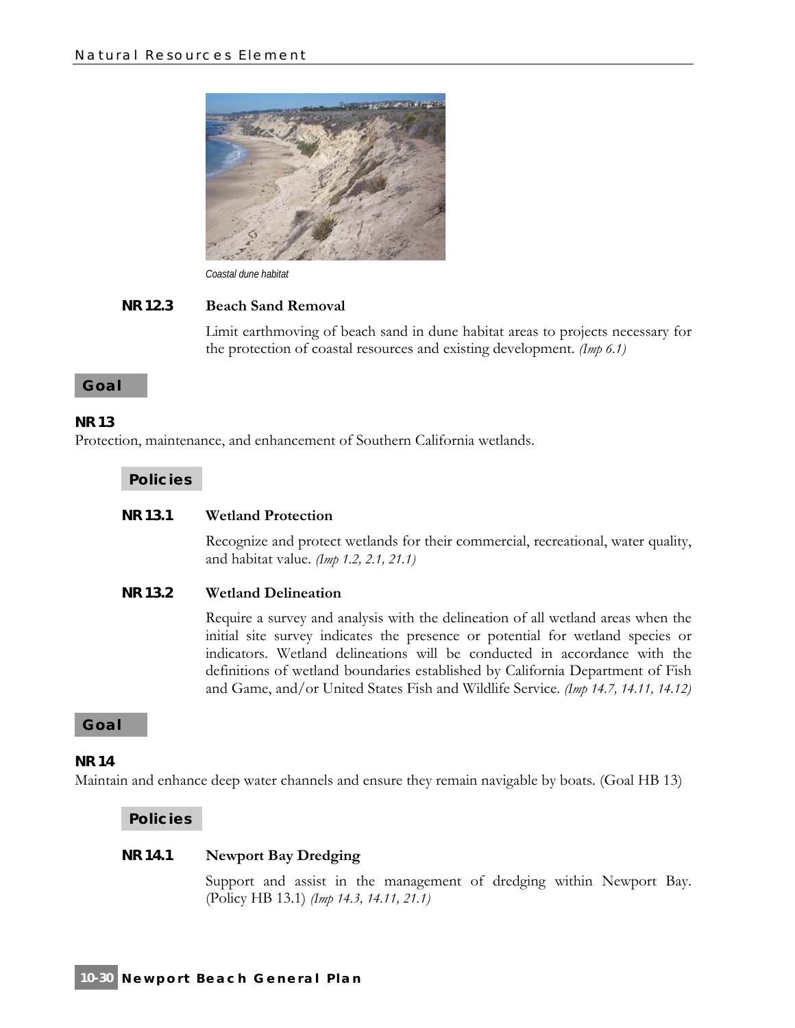Coastal dune habitat

**NR 12.3 Beach Sand Removal**

Limit earthmoving of beach sand in dune habitat areas to projects necessary for the protection of coastal resources and existing development. *(Imp 6.1)*

## Goal

**NR 13**

Protection, maintenance, and enhancement of Southern California wetlands.

### Policies

**NR 13.1 Wetland Protection**

Recognize and protect wetlands for their commercial, recreational, water quality, and habitat value. *(Imp 1.2, 2.1, 21.1)*

**NR 13.2 Wetland Delineation**

Require a survey and analysis with the delineation of all wetland areas when the initial site survey indicates the presence or potential for wetland species or indicators. Wetland delineations will be conducted in accordance with the definitions of wetland boundaries established by California Department of Fish and Game, and/or United States Fish and Wildlife Service. *(Imp 14.7, 14.11, 14.12)*

## Goal

**NR 14**

Maintain and enhance deep water channels and ensure they remain navigable by boats. (Goal HB 13)

### Policies

**NR 14.1 Newport Bay Dredging**

Support and assist in the management of dredging within Newport Bay. (Policy HB 13.1) *(Imp 14.3, 14.11, 21.1)*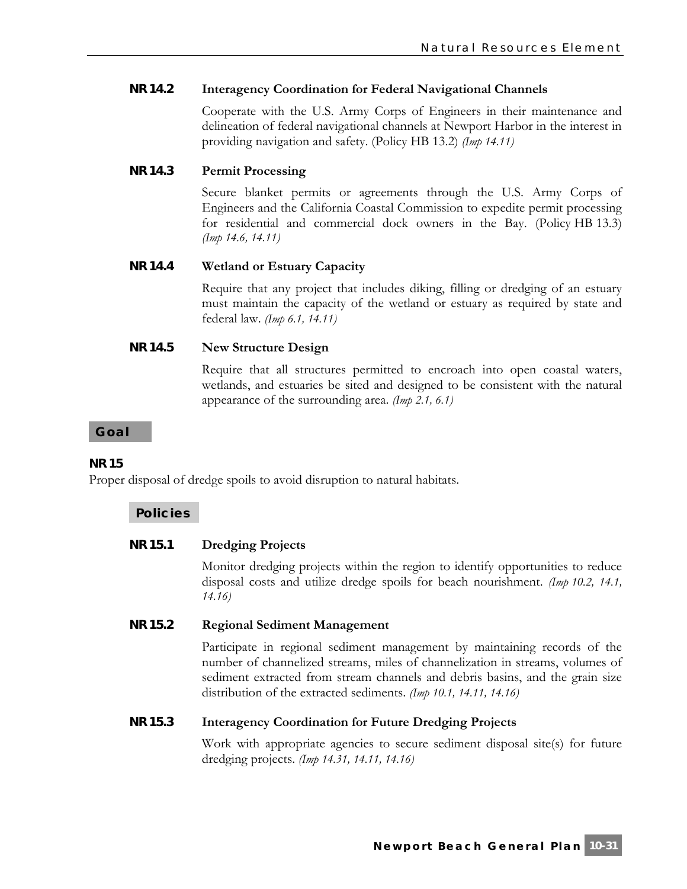**NR 14.2 Interagency Coordination for Federal Navigational Channels**

Cooperate with the U.S. Army Corps of Engineers in their maintenance and delineation of federal navigational channels at Newport Harbor in the interest in providing navigation and safety. (Policy HB 13.2) *(Imp 14.11)*

**NR 14.3 Permit Processing**

Secure blanket permits or agreements through the U.S. Army Corps of Engineers and the California Coastal Commission to expedite permit processing for residential and commercial dock owners in the Bay. (Policy HB 13.3) *(Imp 14.6, 14.11)*

**NR 14.4 Wetland or Estuary Capacity**

Require that any project that includes diking, filling or dredging of an estuary must maintain the capacity of the wetland or estuary as required by state and federal law. *(Imp 6.1, 14.11)*

**NR 14.5 New Structure Design**

Require that all structures permitted to encroach into open coastal waters, wetlands, and estuaries be sited and designed to be consistent with the natural appearance of the surrounding area. *(Imp 2.1, 6.1)*

## Goal

**NR 15**

Proper disposal of dredge spoils to avoid disruption to natural habitats.

### Policies

**NR 15.1 Dredging Projects**

Monitor dredging projects within the region to identify opportunities to reduce disposal costs and utilize dredge spoils for beach nourishment. *(Imp 10.2, 14.1, 14.16)*

**NR 15.2 Regional Sediment Management**

Participate in regional sediment management by maintaining records of the number of channelized streams, miles of channelization in streams, volumes of sediment extracted from stream channels and debris basins, and the grain size distribution of the extracted sediments. *(Imp 10.1, 14.11, 14.16)*

**NR 15.3 Interagency Coordination for Future Dredging Projects**

Work with appropriate agencies to secure sediment disposal site(s) for future dredging projects. *(Imp 14.31, 14.11, 14.16)*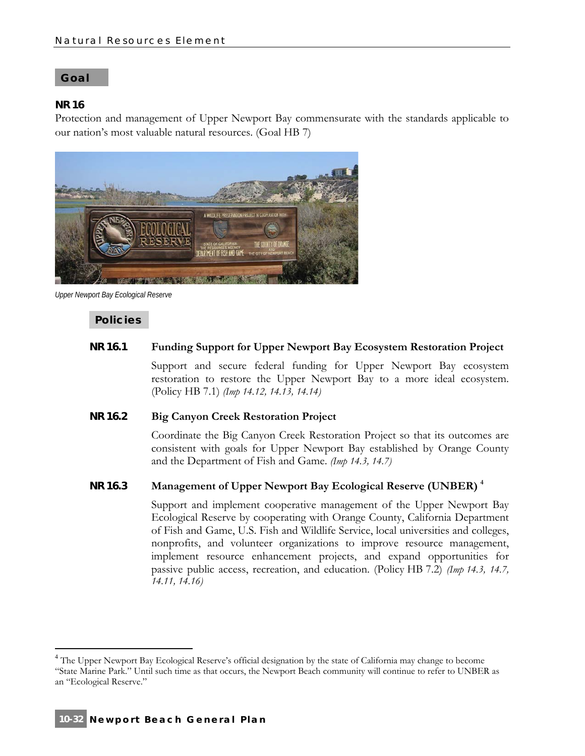## Goal

**NR 16**

Protection and management of Upper Newport Bay commensurate with the standards applicable to our nation's most valuable natural resources. (Goal HB 7)

*Upper Newport Bay Ecological Reserve*

### Policies

**NR 16.1 Funding Support for Upper Newport Bay Ecosystem Restoration Project**

Support and secure federal funding for Upper Newport Bay ecosystem restoration to restore the Upper Newport Bay to a more ideal ecosystem. (Policy HB 7.1) *(Imp 14.12, 14.13, 14.14)*

**NR 16.2 Big Canyon Creek Restoration Project**

Coordinate the Big Canyon Creek Restoration Project so that its outcomes are consistent with goals for Upper Newport Bay established by Orange County and the Department of Fish and Game. *(Imp 14.3, 14.7)*

**NR 16.3 Management of Upper Newport Bay Ecological Reserve (UNBER)** [4]

Support and implement cooperative management of the Upper Newport Bay Ecological Reserve by cooperating with Orange County, California Department of Fish and Game, U.S. Fish and Wildlife Service, local universities and colleges, nonprofits, and volunteer organizations to improve resource management, implement resource enhancement projects, and expand opportunities for passive public access, recreation, and education. (Policy HB 7.2) *(Imp 14.3, 14.7, 14.11, 14.16)*

---

[4] The Upper Newport Bay Ecological Reserve's official designation by the state of California may change to become "State Marine Park." Until such time as that occurs, the Newport Beach community will continue to refer to UNBER as an "Ecological Reserve."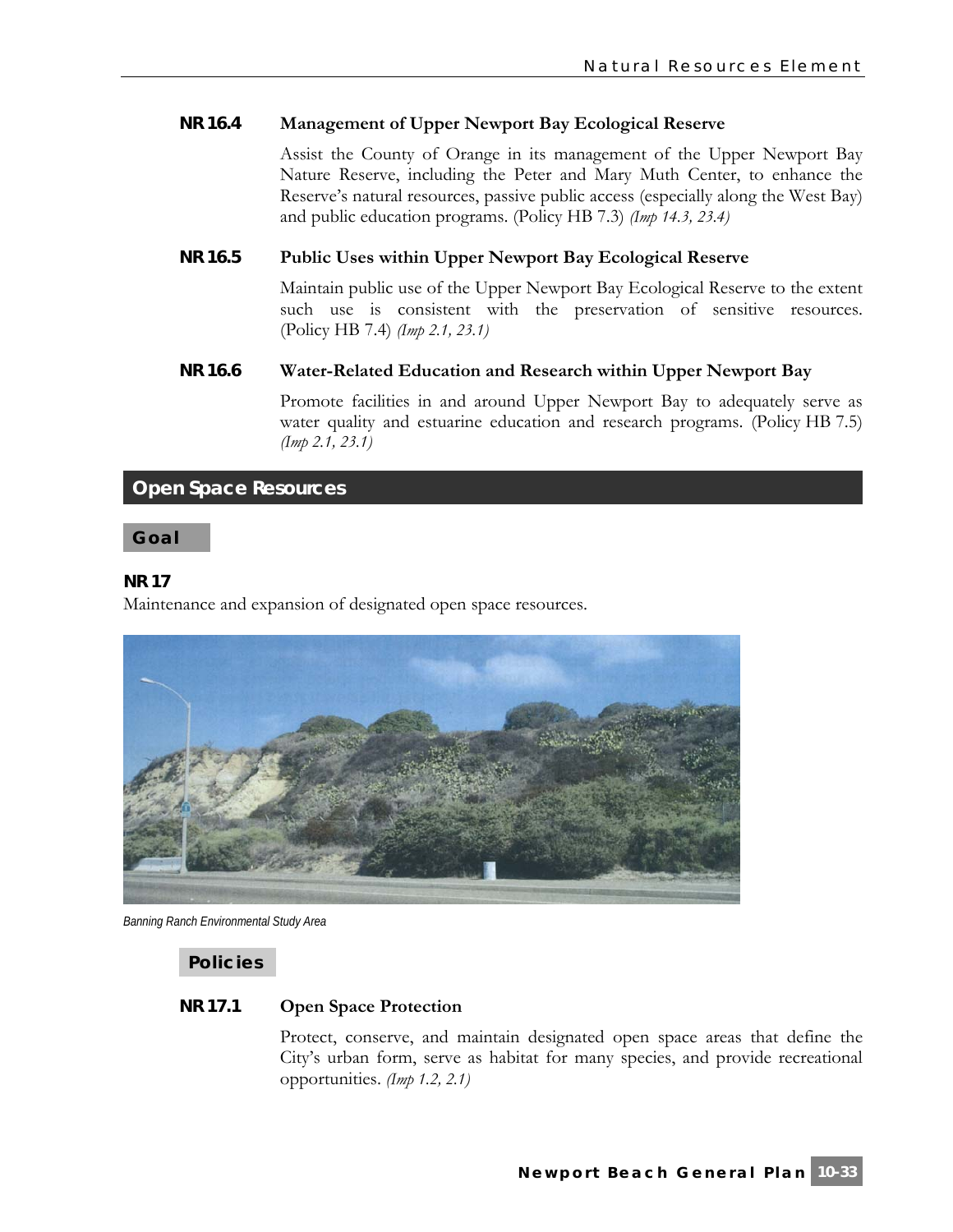### NR 16.4 Management of Upper Newport Bay Ecological Reserve

Assist the County of Orange in its management of the Upper Newport Bay Nature Reserve, including the Peter and Mary Muth Center, to enhance the Reserve's natural resources, passive public access (especially along the West Bay) and public education programs. (Policy HB 7.3) *(Imp 14.3, 23.4)*

### NR 16.5 Public Uses within Upper Newport Bay Ecological Reserve

Maintain public use of the Upper Newport Bay Ecological Reserve to the extent such use is consistent with the preservation of sensitive resources. (Policy HB 7.4) *(Imp 2.1, 23.1)*

### NR 16.6 Water-Related Education and Research within Upper Newport Bay

Promote facilities in and around Upper Newport Bay to adequately serve as water quality and estuarine education and research programs. (Policy HB 7.5) *(Imp 2.1, 23.1)*

## Open Space Resources

### Goal

**NR 17**

Maintenance and expansion of designated open space resources.

*Banning Ranch Environmental Study Area*

### Policies

### NR 17.1 Open Space Protection

Protect, conserve, and maintain designated open space areas that define the City's urban form, serve as habitat for many species, and provide recreational opportunities. *(Imp 1.2, 2.1)*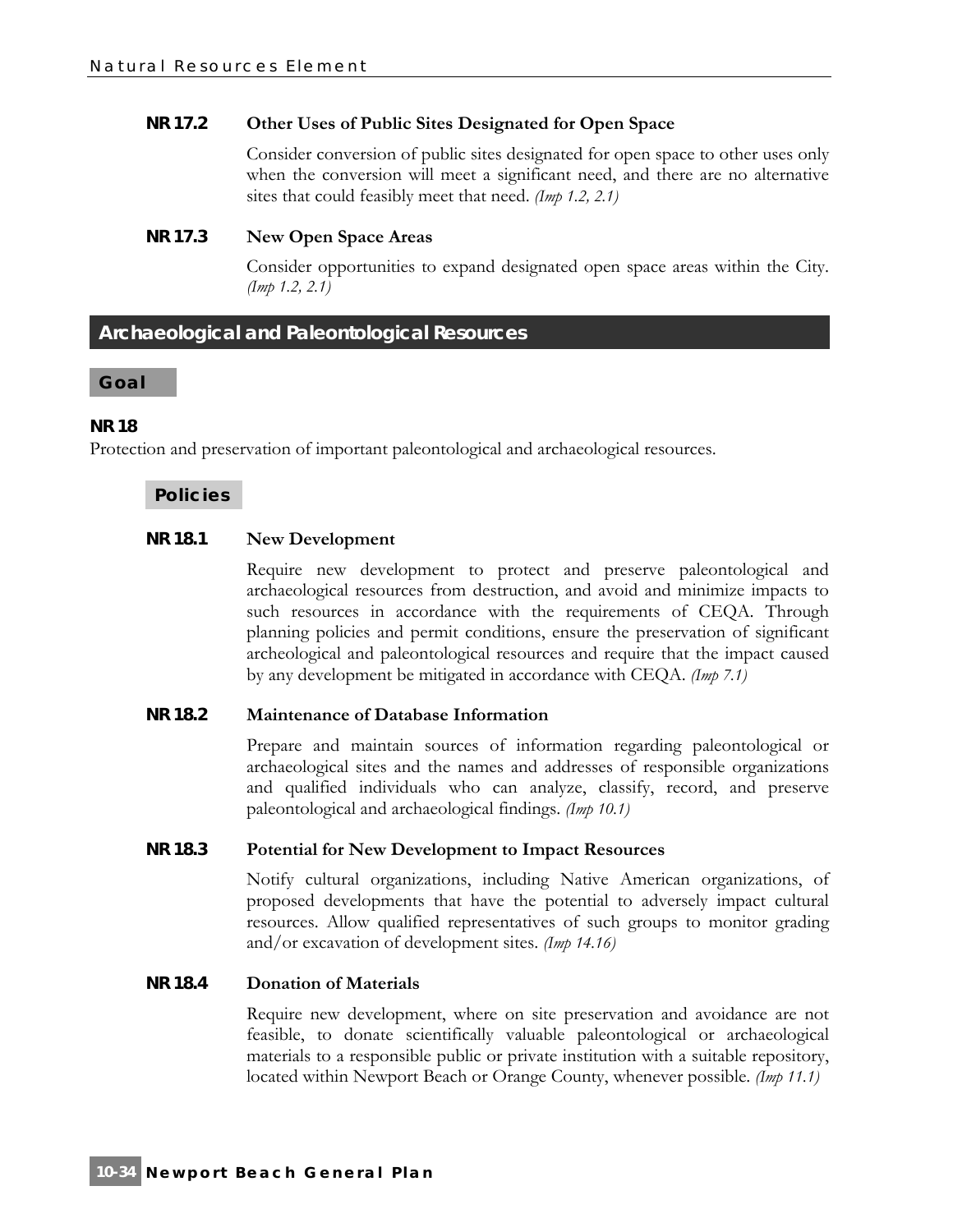**NR 17.2 Other Uses of Public Sites Designated for Open Space**

Consider conversion of public sites designated for open space to other uses only when the conversion will meet a significant need, and there are no alternative sites that could feasibly meet that need. *(Imp 1.2, 2.1)*

**NR 17.3 New Open Space Areas**

Consider opportunities to expand designated open space areas within the City. *(Imp 1.2, 2.1)*

## Archaeological and Paleontological Resources

### Goal

**NR 18**

Protection and preservation of important paleontological and archaeological resources.

### Policies

**NR 18.1 New Development**

Require new development to protect and preserve paleontological and archaeological resources from destruction, and avoid and minimize impacts to such resources in accordance with the requirements of CEQA. Through planning policies and permit conditions, ensure the preservation of significant archeological and paleontological resources and require that the impact caused by any development be mitigated in accordance with CEQA. *(Imp 7.1)*

**NR 18.2 Maintenance of Database Information**

Prepare and maintain sources of information regarding paleontological or archaeological sites and the names and addresses of responsible organizations and qualified individuals who can analyze, classify, record, and preserve paleontological and archaeological findings. *(Imp 10.1)*

**NR 18.3 Potential for New Development to Impact Resources**

Notify cultural organizations, including Native American organizations, of proposed developments that have the potential to adversely impact cultural resources. Allow qualified representatives of such groups to monitor grading and/or excavation of development sites. *(Imp 14.16)*

**NR 18.4 Donation of Materials**

Require new development, where on site preservation and avoidance are not feasible, to donate scientifically valuable paleontological or archaeological materials to a responsible public or private institution with a suitable repository, located within Newport Beach or Orange County, whenever possible. *(Imp 11.1)*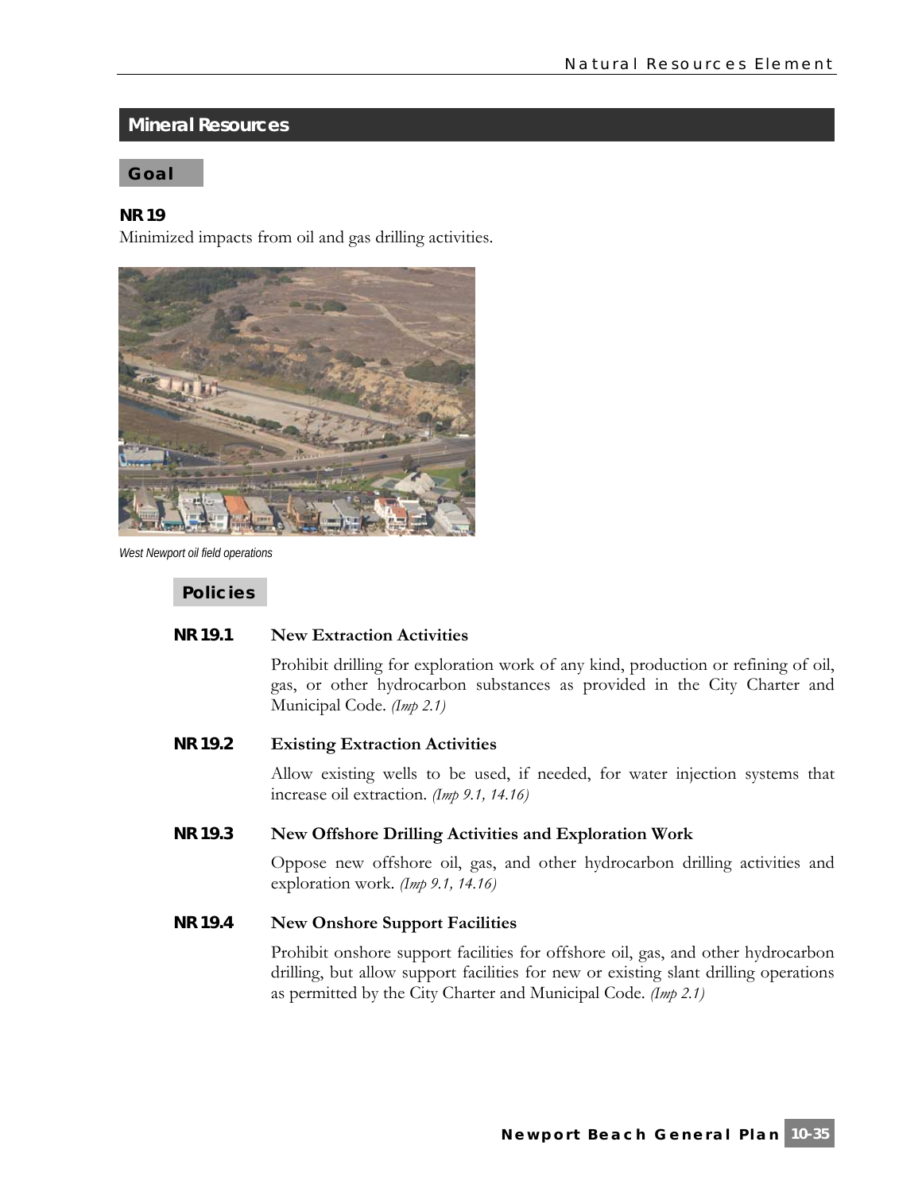## Mineral Resources

### Goal

**NR 19**

Minimized impacts from oil and gas drilling activities.

*West Newport oil field operations*

### Policies

**NR 19.1 New Extraction Activities**

Prohibit drilling for exploration work of any kind, production or refining of oil, gas, or other hydrocarbon substances as provided in the City Charter and Municipal Code. *(Imp 2.1)*

**NR 19.2 Existing Extraction Activities**

Allow existing wells to be used, if needed, for water injection systems that increase oil extraction. *(Imp 9.1, 14.16)*

**NR 19.3 New Offshore Drilling Activities and Exploration Work**

Oppose new offshore oil, gas, and other hydrocarbon drilling activities and exploration work. *(Imp 9.1, 14.16)*

**NR 19.4 New Onshore Support Facilities**

Prohibit onshore support facilities for offshore oil, gas, and other hydrocarbon drilling, but allow support facilities for new or existing slant drilling operations as permitted by the City Charter and Municipal Code. *(Imp 2.1)*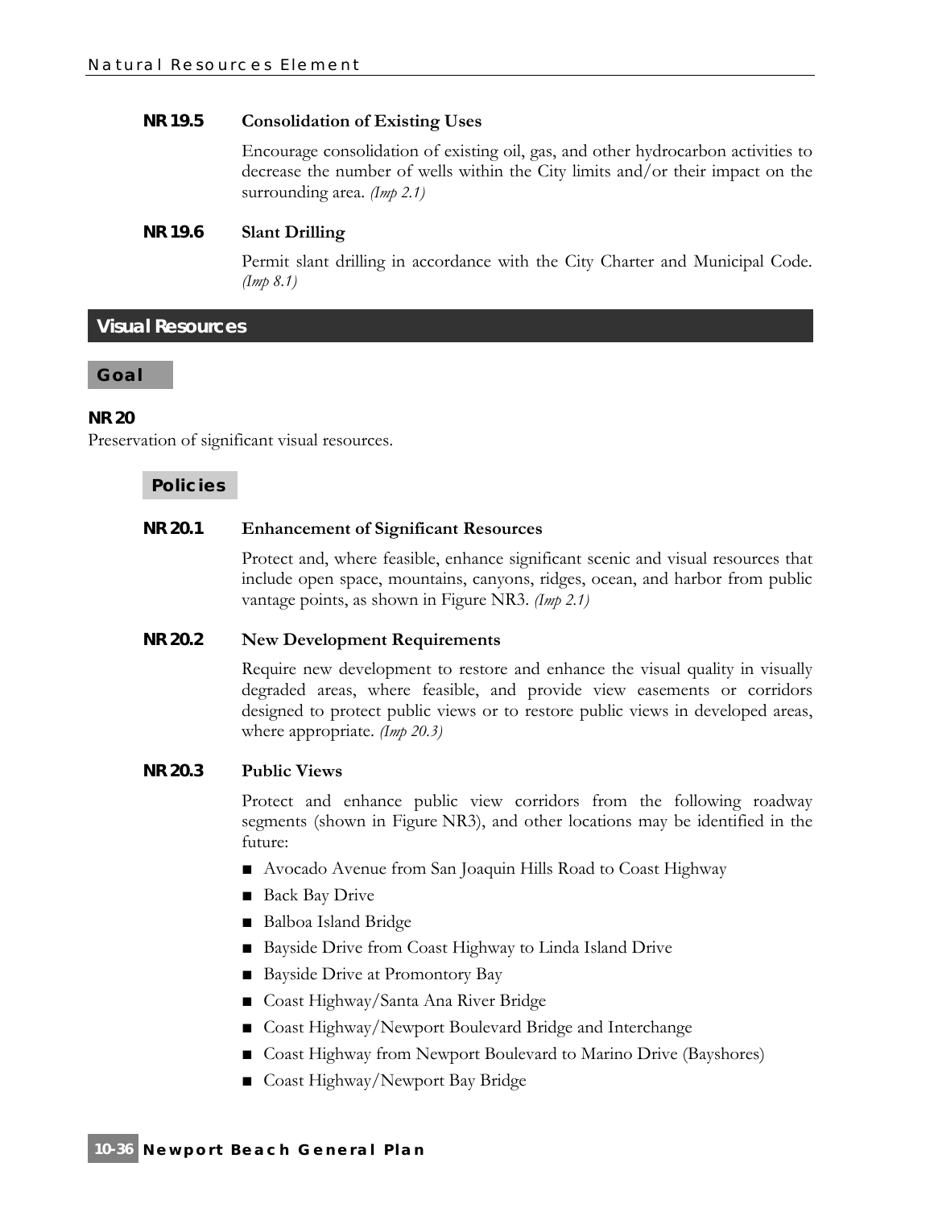**NR 19.5 Consolidation of Existing Uses**

Encourage consolidation of existing oil, gas, and other hydrocarbon activities to decrease the number of wells within the City limits and/or their impact on the surrounding area. *(Imp 2.1)*

**NR 19.6 Slant Drilling**

Permit slant drilling in accordance with the City Charter and Municipal Code. *(Imp 8.1)*

## Visual Resources

### Goal

**NR 20**

Preservation of significant visual resources.

### Policies

**NR 20.1 Enhancement of Significant Resources**

Protect and, where feasible, enhance significant scenic and visual resources that include open space, mountains, canyons, ridges, ocean, and harbor from public vantage points, as shown in Figure NR3. *(Imp 2.1)*

**NR 20.2 New Development Requirements**

Require new development to restore and enhance the visual quality in visually degraded areas, where feasible, and provide view easements or corridors designed to protect public views or to restore public views in developed areas, where appropriate. *(Imp 20.3)*

**NR 20.3 Public Views**

Protect and enhance public view corridors from the following roadway segments (shown in Figure NR3), and other locations may be identified in the future:

- Avocado Avenue from San Joaquin Hills Road to Coast Highway
- Back Bay Drive
- Balboa Island Bridge
- Bayside Drive from Coast Highway to Linda Island Drive
- Bayside Drive at Promontory Bay
- Coast Highway/Santa Ana River Bridge
- Coast Highway/Newport Boulevard Bridge and Interchange
- Coast Highway from Newport Boulevard to Marino Drive (Bayshores)
- Coast Highway/Newport Bay Bridge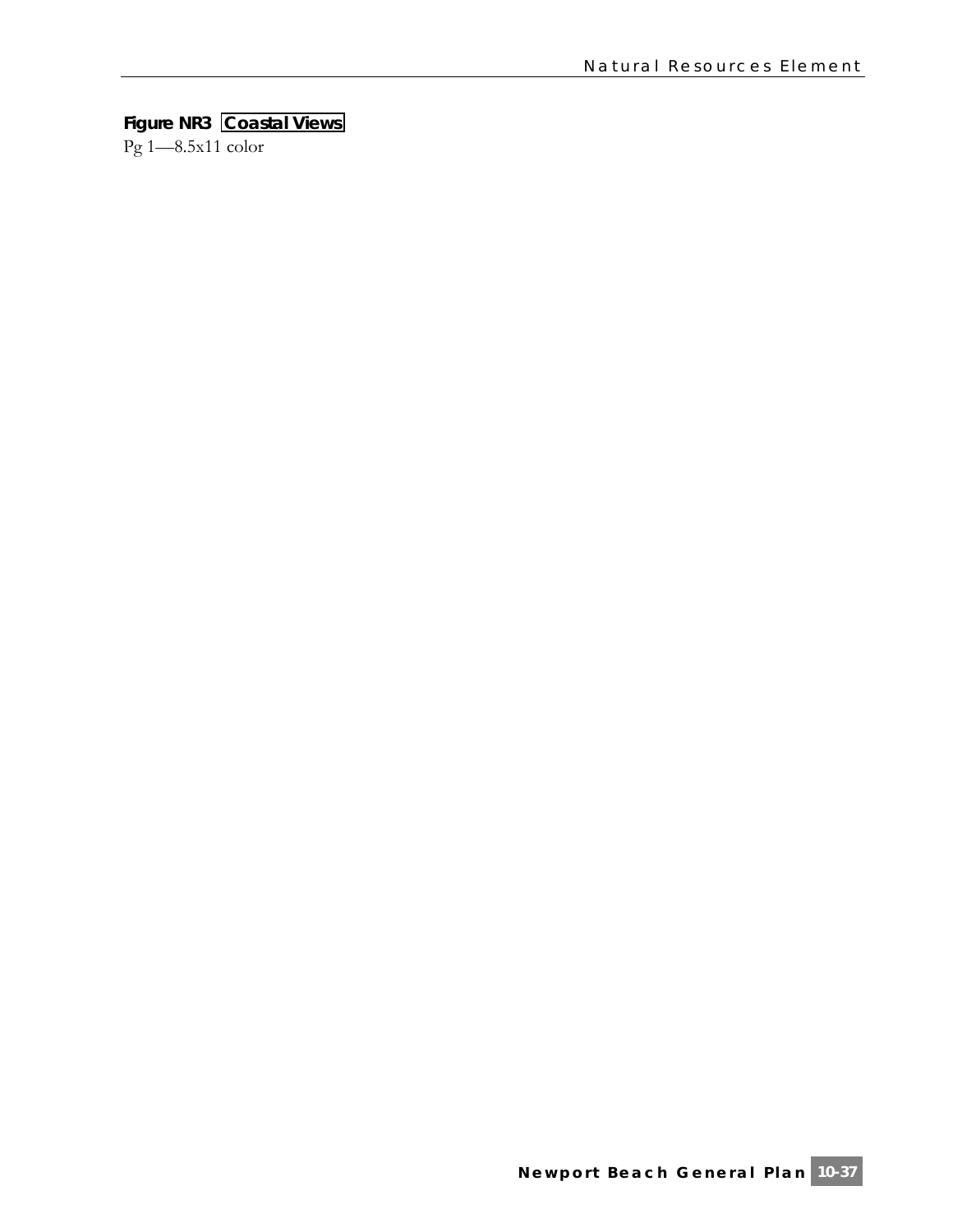**Figure NR3 Coastal Views**

Pg 1—8.5x11 color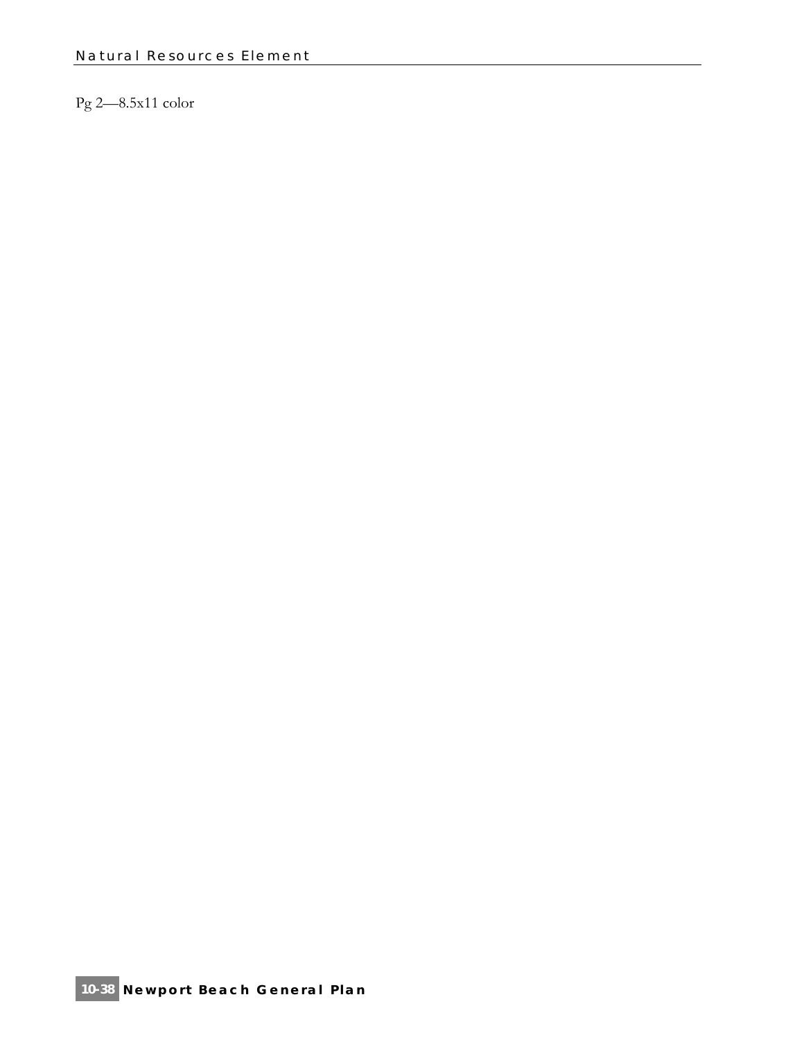Pg 2—8.5x11 color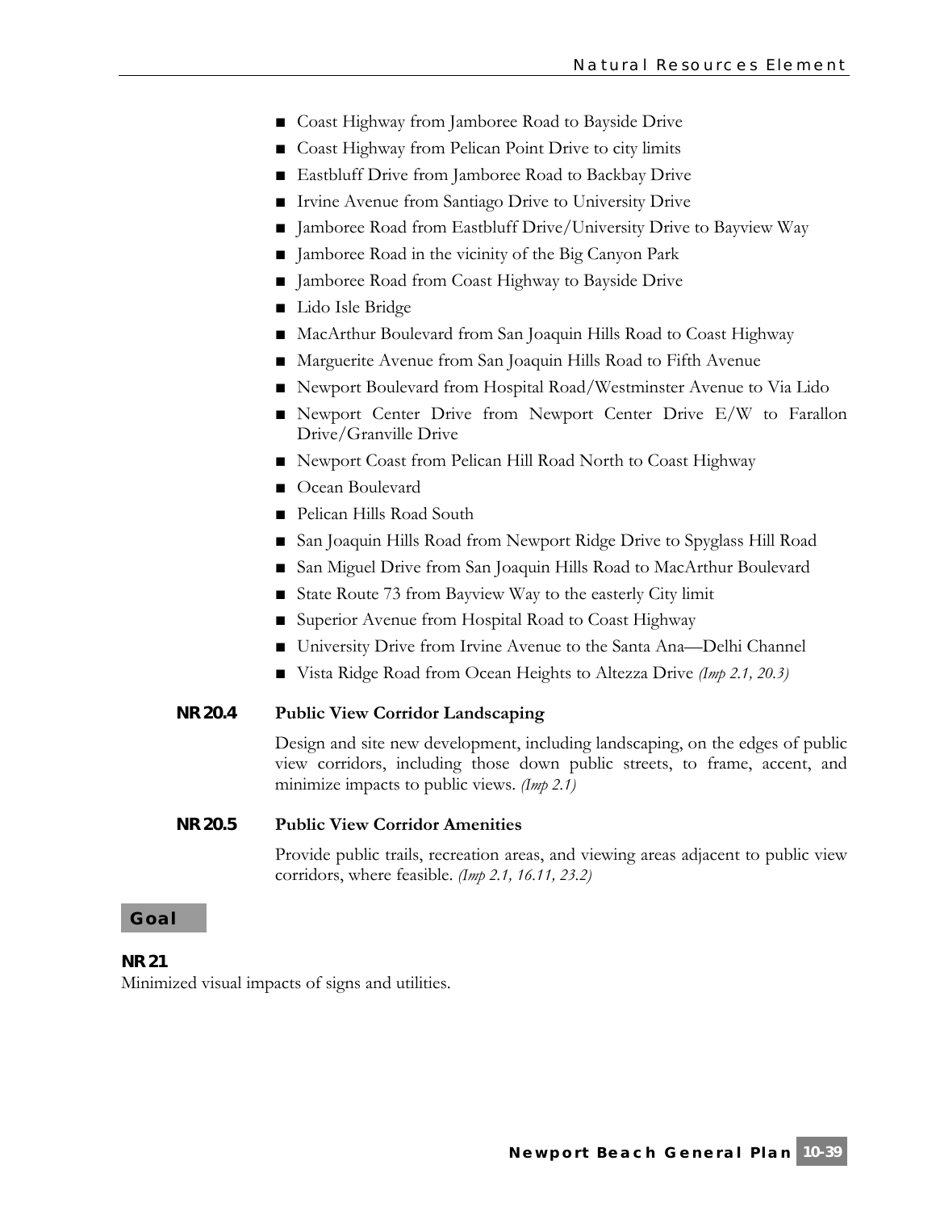- Coast Highway from Jamboree Road to Bayside Drive
- Coast Highway from Pelican Point Drive to city limits
- Eastbluff Drive from Jamboree Road to Backbay Drive
- Irvine Avenue from Santiago Drive to University Drive
- Jamboree Road from Eastbluff Drive/University Drive to Bayview Way
- Jamboree Road in the vicinity of the Big Canyon Park
- Jamboree Road from Coast Highway to Bayside Drive
- Lido Isle Bridge
- MacArthur Boulevard from San Joaquin Hills Road to Coast Highway
- Marguerite Avenue from San Joaquin Hills Road to Fifth Avenue
- Newport Boulevard from Hospital Road/Westminster Avenue to Via Lido
- Newport Center Drive from Newport Center Drive E/W to Farallon Drive/Granville Drive
- Newport Coast from Pelican Hill Road North to Coast Highway
- Ocean Boulevard
- Pelican Hills Road South
- San Joaquin Hills Road from Newport Ridge Drive to Spyglass Hill Road
- San Miguel Drive from San Joaquin Hills Road to MacArthur Boulevard
- State Route 73 from Bayview Way to the easterly City limit
- Superior Avenue from Hospital Road to Coast Highway
- University Drive from Irvine Avenue to the Santa Ana—Delhi Channel
- Vista Ridge Road from Ocean Heights to Altezza Drive *(Imp 2.1, 20.3)*

**NR 20.4 Public View Corridor Landscaping**

Design and site new development, including landscaping, on the edges of public view corridors, including those down public streets, to frame, accent, and minimize impacts to public views. *(Imp 2.1)*

**NR 20.5 Public View Corridor Amenities**

Provide public trails, recreation areas, and viewing areas adjacent to public view corridors, where feasible. *(Imp 2.1, 16.11, 23.2)*

## Goal

**NR 21**

Minimized visual impacts of signs and utilities.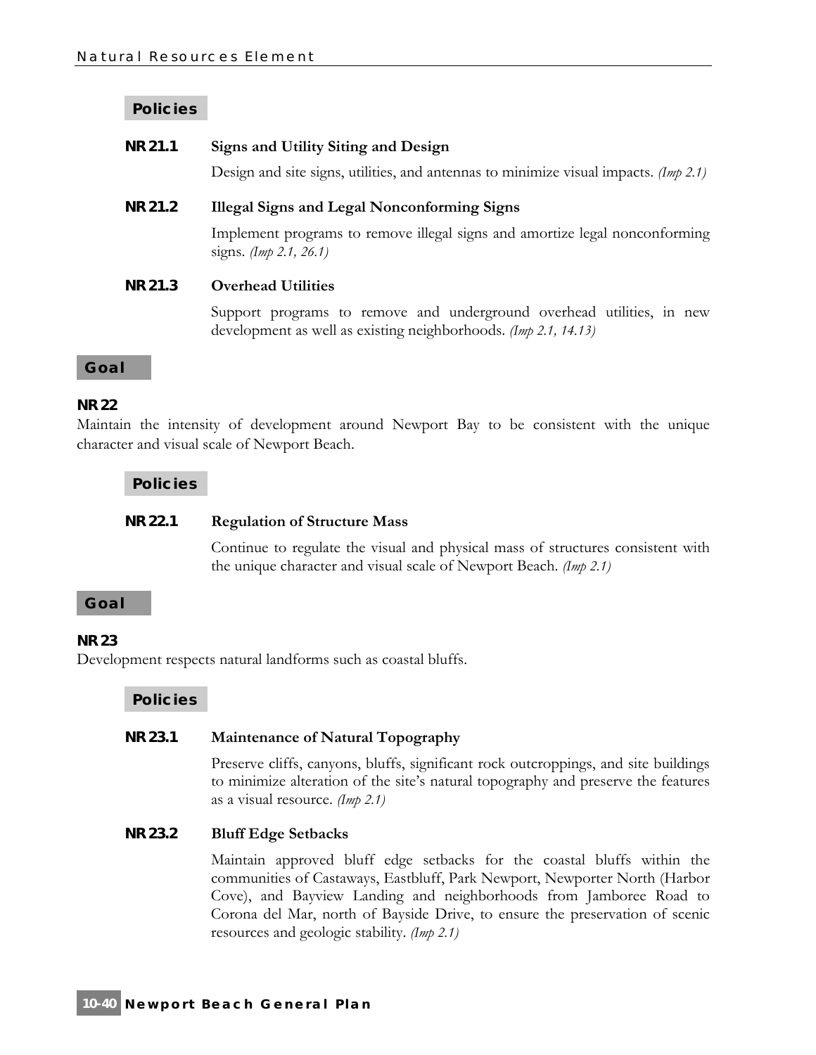### Policies

**NR 21.1 Signs and Utility Siting and Design**

Design and site signs, utilities, and antennas to minimize visual impacts. *(Imp 2.1)*

**NR 21.2 Illegal Signs and Legal Nonconforming Signs**

Implement programs to remove illegal signs and amortize legal nonconforming signs. *(Imp 2.1, 26.1)*

**NR 21.3 Overhead Utilities**

Support programs to remove and underground overhead utilities, in new development as well as existing neighborhoods. *(Imp 2.1, 14.13)*

## Goal

**NR 22**

Maintain the intensity of development around Newport Bay to be consistent with the unique character and visual scale of Newport Beach.

### Policies

**NR 22.1 Regulation of Structure Mass**

Continue to regulate the visual and physical mass of structures consistent with the unique character and visual scale of Newport Beach. *(Imp 2.1)*

## Goal

**NR 23**

Development respects natural landforms such as coastal bluffs.

### Policies

**NR 23.1 Maintenance of Natural Topography**

Preserve cliffs, canyons, bluffs, significant rock outcroppings, and site buildings to minimize alteration of the site's natural topography and preserve the features as a visual resource. *(Imp 2.1)*

**NR 23.2 Bluff Edge Setbacks**

Maintain approved bluff edge setbacks for the coastal bluffs within the communities of Castaways, Eastbluff, Park Newport, Newporter North (Harbor Cove), and Bayview Landing and neighborhoods from Jamboree Road to Corona del Mar, north of Bayside Drive, to ensure the preservation of scenic resources and geologic stability. *(Imp 2.1)*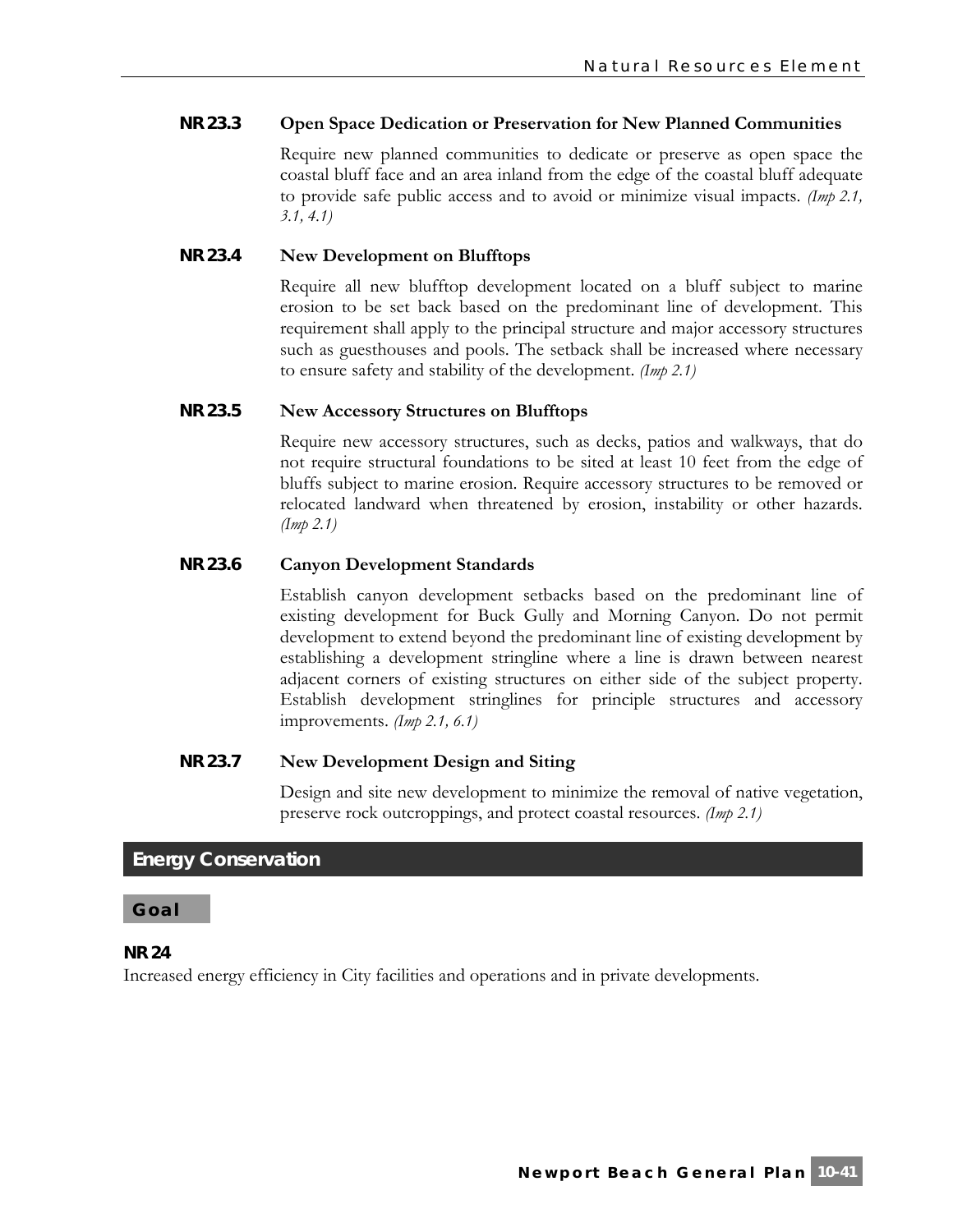### NR 23.3 Open Space Dedication or Preservation for New Planned Communities

Require new planned communities to dedicate or preserve as open space the coastal bluff face and an area inland from the edge of the coastal bluff adequate to provide safe public access and to avoid or minimize visual impacts. *(Imp 2.1, 3.1, 4.1)*

### NR 23.4 New Development on Blufftops

Require all new blufftop development located on a bluff subject to marine erosion to be set back based on the predominant line of development. This requirement shall apply to the principal structure and major accessory structures such as guesthouses and pools. The setback shall be increased where necessary to ensure safety and stability of the development. *(Imp 2.1)*

### NR 23.5 New Accessory Structures on Blufftops

Require new accessory structures, such as decks, patios and walkways, that do not require structural foundations to be sited at least 10 feet from the edge of bluffs subject to marine erosion. Require accessory structures to be removed or relocated landward when threatened by erosion, instability or other hazards. *(Imp 2.1)*

### NR 23.6 Canyon Development Standards

Establish canyon development setbacks based on the predominant line of existing development for Buck Gully and Morning Canyon. Do not permit development to extend beyond the predominant line of existing development by establishing a development stringline where a line is drawn between nearest adjacent corners of existing structures on either side of the subject property. Establish development stringlines for principle structures and accessory improvements. *(Imp 2.1, 6.1)*

### NR 23.7 New Development Design and Siting

Design and site new development to minimize the removal of native vegetation, preserve rock outcroppings, and protect coastal resources. *(Imp 2.1)*

## Energy Conservation

### Goal

**NR 24**

Increased energy efficiency in City facilities and operations and in private developments.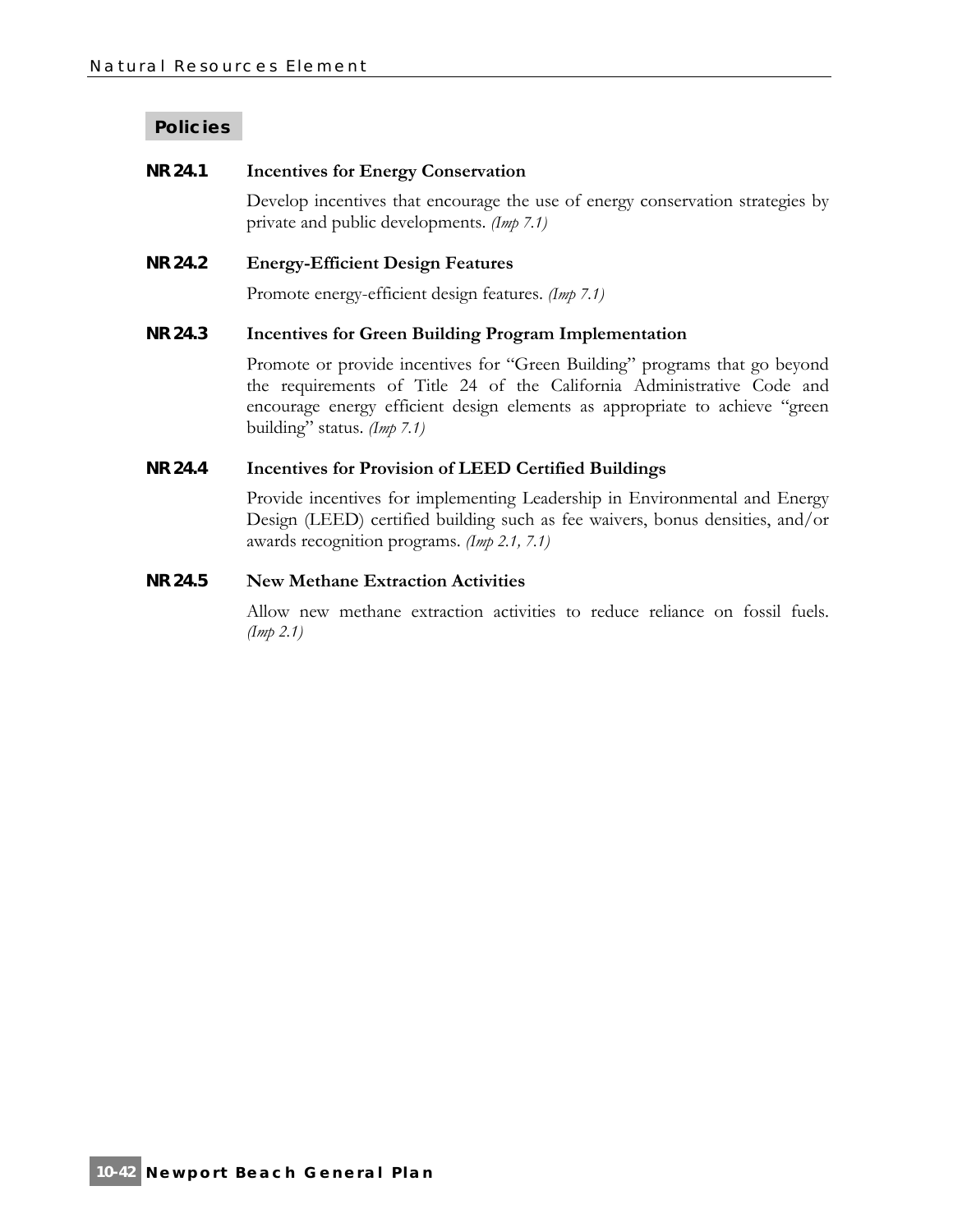## Policies

**NR 24.1 Incentives for Energy Conservation**

Develop incentives that encourage the use of energy conservation strategies by private and public developments. *(Imp 7.1)*

**NR 24.2 Energy-Efficient Design Features**

Promote energy-efficient design features. *(Imp 7.1)*

**NR 24.3 Incentives for Green Building Program Implementation**

Promote or provide incentives for "Green Building" programs that go beyond the requirements of Title 24 of the California Administrative Code and encourage energy efficient design elements as appropriate to achieve "green building" status. *(Imp 7.1)*

**NR 24.4 Incentives for Provision of LEED Certified Buildings**

Provide incentives for implementing Leadership in Environmental and Energy Design (LEED) certified building such as fee waivers, bonus densities, and/or awards recognition programs. *(Imp 2.1, 7.1)*

**NR 24.5 New Methane Extraction Activities**

Allow new methane extraction activities to reduce reliance on fossil fuels. *(Imp 2.1)*